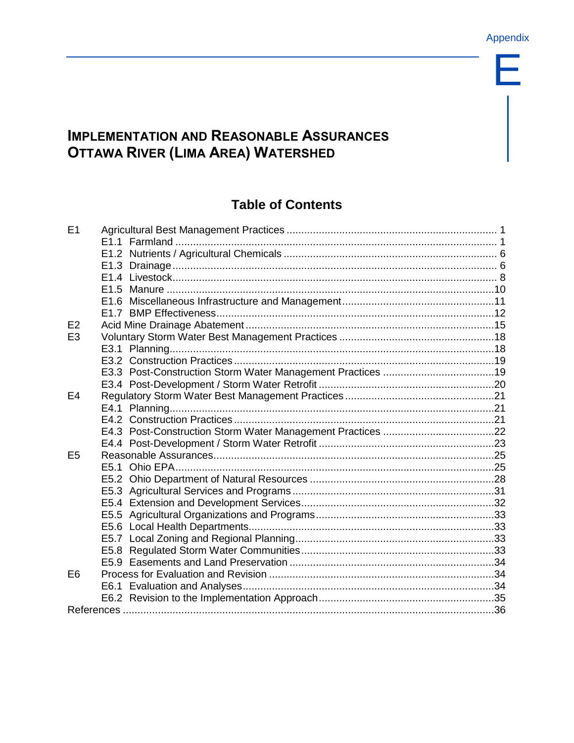Appendix

# E

# IMPLEMENTATION AND REASONABLE ASSURANCES OTTAWA RIVER (LIMA AREA) WATERSHED

## Table of Contents

| | | |
|---|---|---|
| E1 | Agricultural Best Management Practices | 1 |
| | E1.1 Farmland | 1 |
| | E1.2 Nutrients / Agricultural Chemicals | 6 |
| | E1.3 Drainage | 6 |
| | E1.4 Livestock | 8 |
| | E1.5 Manure | 10 |
| | E1.6 Miscellaneous Infrastructure and Management | 11 |
| | E1.7 BMP Effectiveness | 12 |
| E2 | Acid Mine Drainage Abatement | 15 |
| E3 | Voluntary Storm Water Best Management Practices | 18 |
| | E3.1 Planning | 18 |
| | E3.2 Construction Practices | 19 |
| | E3.3 Post-Construction Storm Water Management Practices | 19 |
| | E3.4 Post-Development / Storm Water Retrofit | 20 |
| E4 | Regulatory Storm Water Best Management Practices | 21 |
| | E4.1 Planning | 21 |
| | E4.2 Construction Practices | 21 |
| | E4.3 Post-Construction Storm Water Management Practices | 22 |
| | E4.4 Post-Development / Storm Water Retrofit | 23 |
| E5 | Reasonable Assurances | 25 |
| | E5.1 Ohio EPA | 25 |
| | E5.2 Ohio Department of Natural Resources | 28 |
| | E5.3 Agricultural Services and Programs | 31 |
| | E5.4 Extension and Development Services | 32 |
| | E5.5 Agricultural Organizations and Programs | 33 |
| | E5.6 Local Health Departments | 33 |
| | E5.7 Local Zoning and Regional Planning | 33 |
| | E5.8 Regulated Storm Water Communities | 33 |
| | E5.9 Easements and Land Preservation | 34 |
| E6 | Process for Evaluation and Revision | 34 |
| | E6.1 Evaluation and Analyses | 34 |
| | E6.2 Revision to the Implementation Approach | 35 |
| References | | 36 |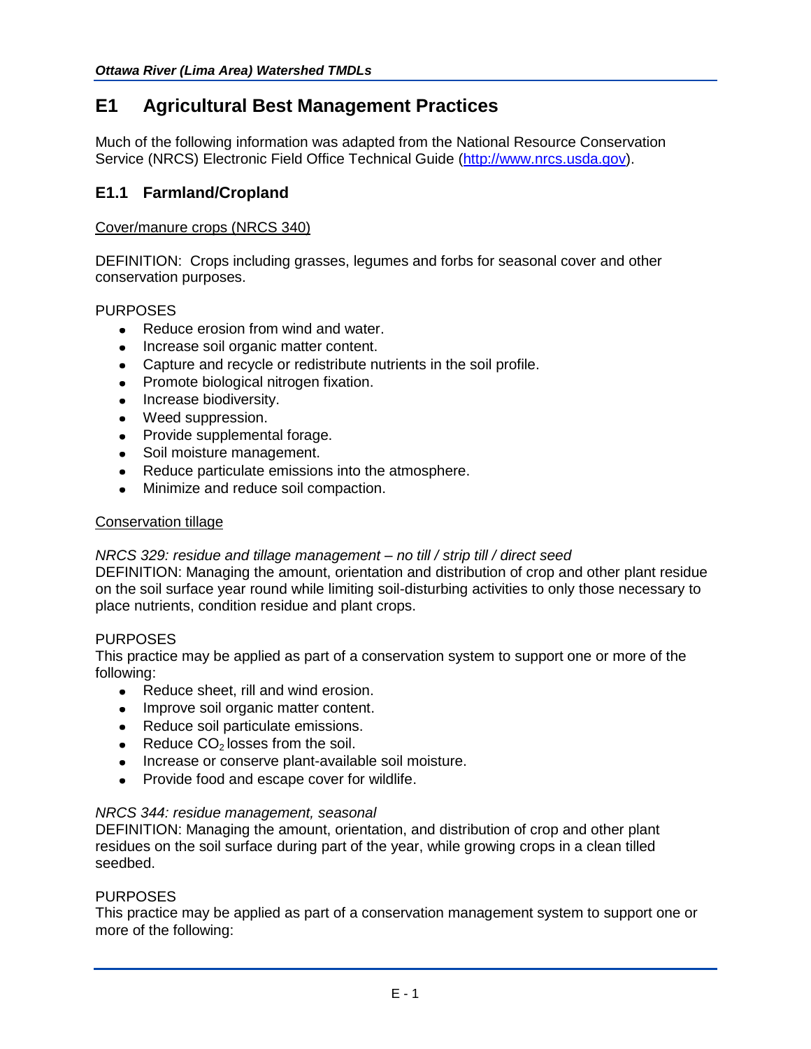# E1 Agricultural Best Management Practices

Much of the following information was adapted from the National Resource Conservation Service (NRCS) Electronic Field Office Technical Guide (http://www.nrcs.usda.gov).

## E1.1 Farmland/Cropland

Cover/manure crops (NRCS 340)

DEFINITION: Crops including grasses, legumes and forbs for seasonal cover and other conservation purposes.

PURPOSES

- Reduce erosion from wind and water.
- Increase soil organic matter content.
- Capture and recycle or redistribute nutrients in the soil profile.
- Promote biological nitrogen fixation.
- Increase biodiversity.
- Weed suppression.
- Provide supplemental forage.
- Soil moisture management.
- Reduce particulate emissions into the atmosphere.
- Minimize and reduce soil compaction.

Conservation tillage

*NRCS 329: residue and tillage management – no till / strip till / direct seed*
DEFINITION: Managing the amount, orientation and distribution of crop and other plant residue on the soil surface year round while limiting soil-disturbing activities to only those necessary to place nutrients, condition residue and plant crops.

PURPOSES
This practice may be applied as part of a conservation system to support one or more of the following:

- Reduce sheet, rill and wind erosion.
- Improve soil organic matter content.
- Reduce soil particulate emissions.
- Reduce $CO_2$ losses from the soil.
- Increase or conserve plant-available soil moisture.
- Provide food and escape cover for wildlife.

*NRCS 344: residue management, seasonal*
DEFINITION: Managing the amount, orientation, and distribution of crop and other plant residues on the soil surface during part of the year, while growing crops in a clean tilled seedbed.

PURPOSES
This practice may be applied as part of a conservation management system to support one or more of the following: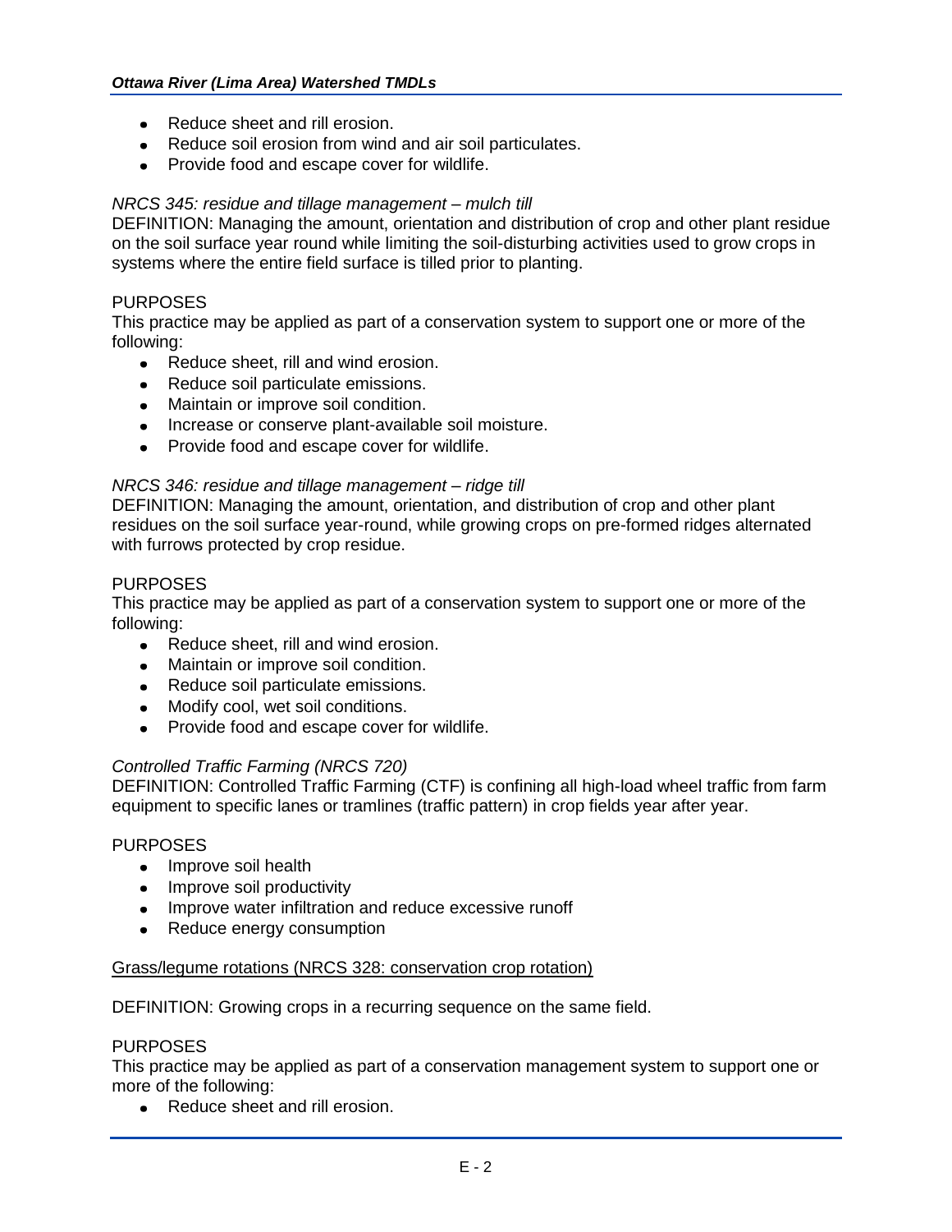- Reduce sheet and rill erosion.
- Reduce soil erosion from wind and air soil particulates.
- Provide food and escape cover for wildlife.

*NRCS 345: residue and tillage management – mulch till*

DEFINITION: Managing the amount, orientation and distribution of crop and other plant residue on the soil surface year round while limiting the soil-disturbing activities used to grow crops in systems where the entire field surface is tilled prior to planting.

PURPOSES

This practice may be applied as part of a conservation system to support one or more of the following:

- Reduce sheet, rill and wind erosion.
- Reduce soil particulate emissions.
- Maintain or improve soil condition.
- Increase or conserve plant-available soil moisture.
- Provide food and escape cover for wildlife.

*NRCS 346: residue and tillage management – ridge till*

DEFINITION: Managing the amount, orientation, and distribution of crop and other plant residues on the soil surface year-round, while growing crops on pre-formed ridges alternated with furrows protected by crop residue.

PURPOSES

This practice may be applied as part of a conservation system to support one or more of the following:

- Reduce sheet, rill and wind erosion.
- Maintain or improve soil condition.
- Reduce soil particulate emissions.
- Modify cool, wet soil conditions.
- Provide food and escape cover for wildlife.

*Controlled Traffic Farming (NRCS 720)*

DEFINITION: Controlled Traffic Farming (CTF) is confining all high-load wheel traffic from farm equipment to specific lanes or tramlines (traffic pattern) in crop fields year after year.

PURPOSES

- Improve soil health
- Improve soil productivity
- Improve water infiltration and reduce excessive runoff
- Reduce energy consumption

<u>Grass/legume rotations (NRCS 328: conservation crop rotation)</u>

DEFINITION: Growing crops in a recurring sequence on the same field.

PURPOSES

This practice may be applied as part of a conservation management system to support one or more of the following:

- Reduce sheet and rill erosion.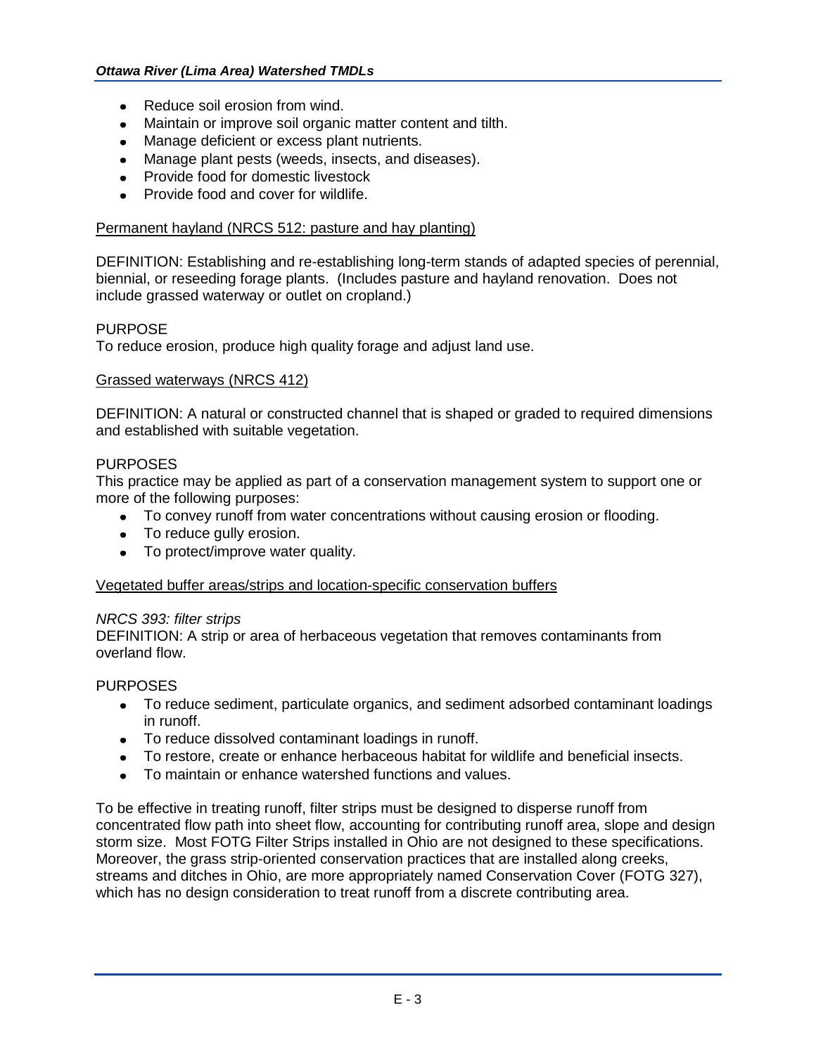- Reduce soil erosion from wind.
- Maintain or improve soil organic matter content and tilth.
- Manage deficient or excess plant nutrients.
- Manage plant pests (weeds, insects, and diseases).
- Provide food for domestic livestock
- Provide food and cover for wildlife.

Permanent hayland (NRCS 512: pasture and hay planting)

DEFINITION: Establishing and re-establishing long-term stands of adapted species of perennial, biennial, or reseeding forage plants. (Includes pasture and hayland renovation. Does not include grassed waterway or outlet on cropland.)

PURPOSE
To reduce erosion, produce high quality forage and adjust land use.

Grassed waterways (NRCS 412)

DEFINITION: A natural or constructed channel that is shaped or graded to required dimensions and established with suitable vegetation.

PURPOSES
This practice may be applied as part of a conservation management system to support one or more of the following purposes:

- To convey runoff from water concentrations without causing erosion or flooding.
- To reduce gully erosion.
- To protect/improve water quality.

Vegetated buffer areas/strips and location-specific conservation buffers

*NRCS 393: filter strips*
DEFINITION: A strip or area of herbaceous vegetation that removes contaminants from overland flow.

PURPOSES

- To reduce sediment, particulate organics, and sediment adsorbed contaminant loadings in runoff.
- To reduce dissolved contaminant loadings in runoff.
- To restore, create or enhance herbaceous habitat for wildlife and beneficial insects.
- To maintain or enhance watershed functions and values.

To be effective in treating runoff, filter strips must be designed to disperse runoff from concentrated flow path into sheet flow, accounting for contributing runoff area, slope and design storm size. Most FOTG Filter Strips installed in Ohio are not designed to these specifications. Moreover, the grass strip-oriented conservation practices that are installed along creeks, streams and ditches in Ohio, are more appropriately named Conservation Cover (FOTG 327), which has no design consideration to treat runoff from a discrete contributing area.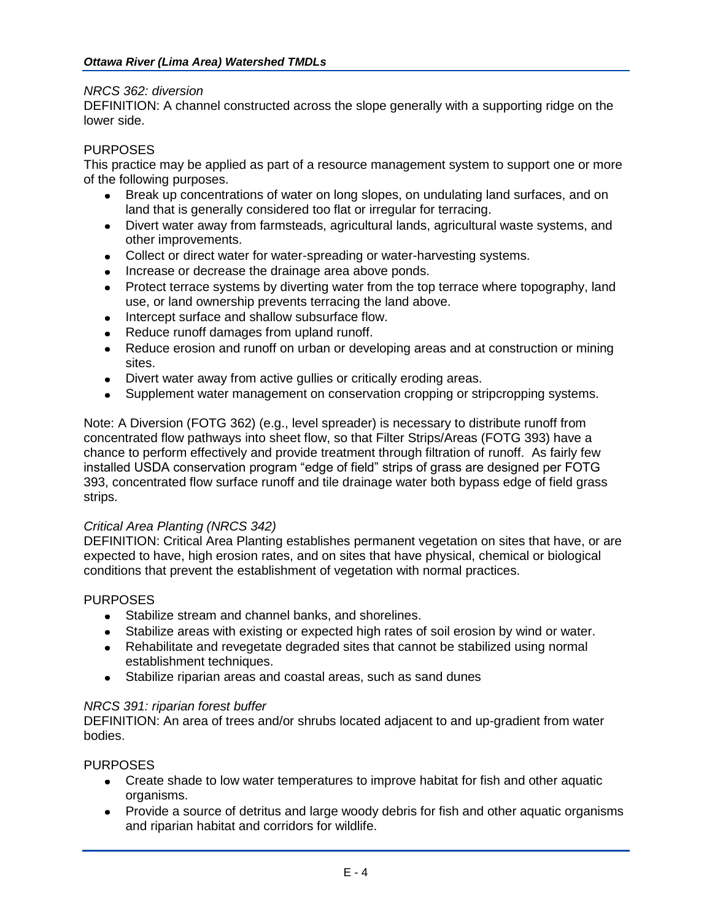*NRCS 362: diversion*

DEFINITION: A channel constructed across the slope generally with a supporting ridge on the lower side.

PURPOSES

This practice may be applied as part of a resource management system to support one or more of the following purposes.

- Break up concentrations of water on long slopes, on undulating land surfaces, and on land that is generally considered too flat or irregular for terracing.
- Divert water away from farmsteads, agricultural lands, agricultural waste systems, and other improvements.
- Collect or direct water for water-spreading or water-harvesting systems.
- Increase or decrease the drainage area above ponds.
- Protect terrace systems by diverting water from the top terrace where topography, land use, or land ownership prevents terracing the land above.
- Intercept surface and shallow subsurface flow.
- Reduce runoff damages from upland runoff.
- Reduce erosion and runoff on urban or developing areas and at construction or mining sites.
- Divert water away from active gullies or critically eroding areas.
- Supplement water management on conservation cropping or stripcropping systems.

Note: A Diversion (FOTG 362) (e.g., level spreader) is necessary to distribute runoff from concentrated flow pathways into sheet flow, so that Filter Strips/Areas (FOTG 393) have a chance to perform effectively and provide treatment through filtration of runoff. As fairly few installed USDA conservation program "edge of field" strips of grass are designed per FOTG 393, concentrated flow surface runoff and tile drainage water both bypass edge of field grass strips.

*Critical Area Planting (NRCS 342)*

DEFINITION: Critical Area Planting establishes permanent vegetation on sites that have, or are expected to have, high erosion rates, and on sites that have physical, chemical or biological conditions that prevent the establishment of vegetation with normal practices.

PURPOSES

- Stabilize stream and channel banks, and shorelines.
- Stabilize areas with existing or expected high rates of soil erosion by wind or water.
- Rehabilitate and revegetate degraded sites that cannot be stabilized using normal establishment techniques.
- Stabilize riparian areas and coastal areas, such as sand dunes

*NRCS 391: riparian forest buffer*

DEFINITION: An area of trees and/or shrubs located adjacent to and up-gradient from water bodies.

PURPOSES

- Create shade to low water temperatures to improve habitat for fish and other aquatic organisms.
- Provide a source of detritus and large woody debris for fish and other aquatic organisms and riparian habitat and corridors for wildlife.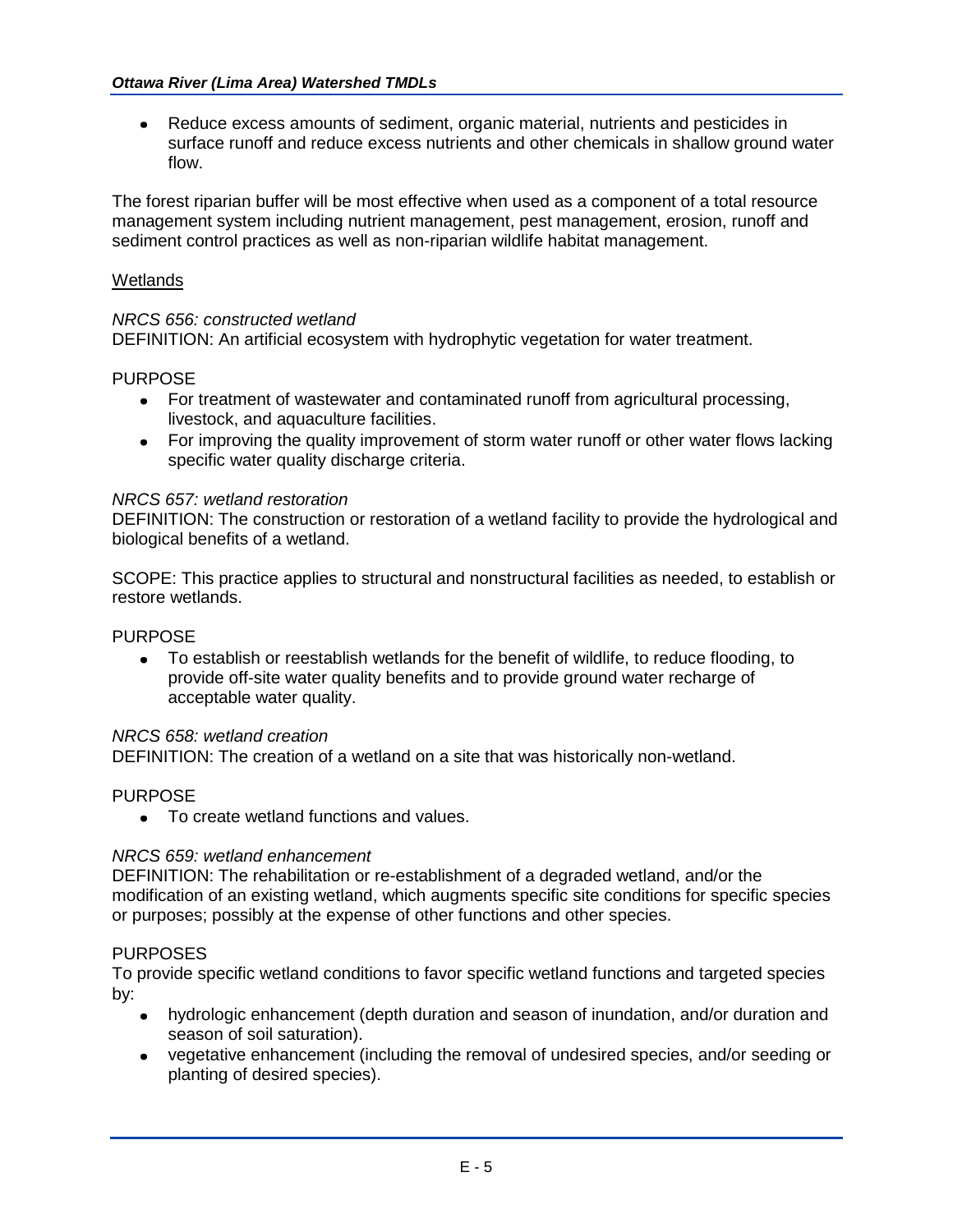- Reduce excess amounts of sediment, organic material, nutrients and pesticides in surface runoff and reduce excess nutrients and other chemicals in shallow ground water flow.

The forest riparian buffer will be most effective when used as a component of a total resource management system including nutrient management, pest management, erosion, runoff and sediment control practices as well as non-riparian wildlife habitat management.

Wetlands

*NRCS 656: constructed wetland*
DEFINITION: An artificial ecosystem with hydrophytic vegetation for water treatment.

PURPOSE

- For treatment of wastewater and contaminated runoff from agricultural processing, livestock, and aquaculture facilities.
- For improving the quality improvement of storm water runoff or other water flows lacking specific water quality discharge criteria.

*NRCS 657: wetland restoration*
DEFINITION: The construction or restoration of a wetland facility to provide the hydrological and biological benefits of a wetland.

SCOPE: This practice applies to structural and nonstructural facilities as needed, to establish or restore wetlands.

PURPOSE

- To establish or reestablish wetlands for the benefit of wildlife, to reduce flooding, to provide off-site water quality benefits and to provide ground water recharge of acceptable water quality.

*NRCS 658: wetland creation*
DEFINITION: The creation of a wetland on a site that was historically non-wetland.

PURPOSE

- To create wetland functions and values.

*NRCS 659: wetland enhancement*
DEFINITION: The rehabilitation or re-establishment of a degraded wetland, and/or the modification of an existing wetland, which augments specific site conditions for specific species or purposes; possibly at the expense of other functions and other species.

PURPOSES

To provide specific wetland conditions to favor specific wetland functions and targeted species by:

- hydrologic enhancement (depth duration and season of inundation, and/or duration and season of soil saturation).
- vegetative enhancement (including the removal of undesired species, and/or seeding or planting of desired species).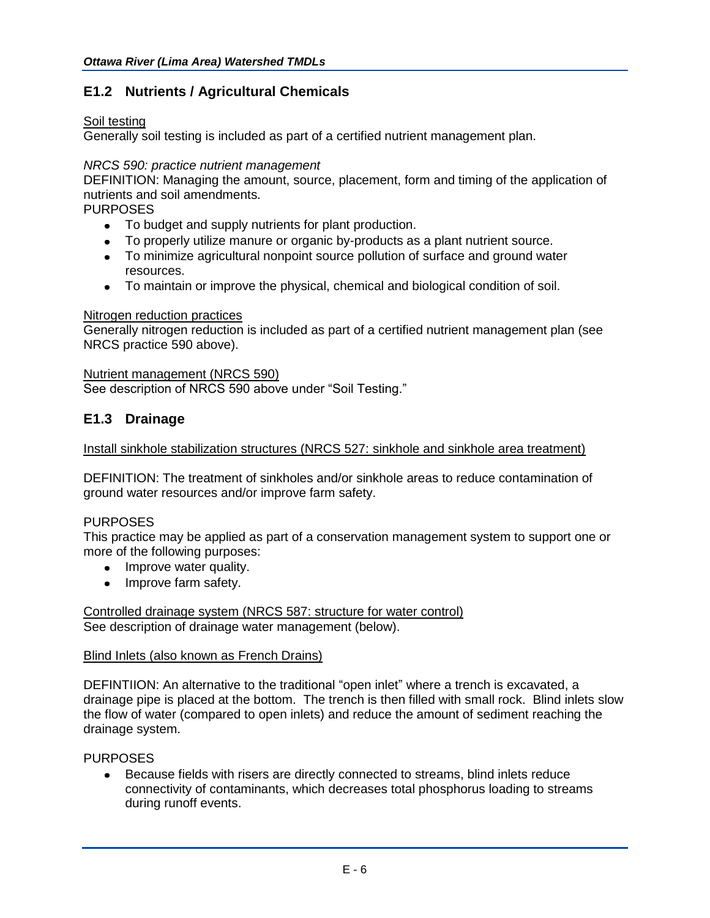## E1.2 Nutrients / Agricultural Chemicals

Soil testing

Generally soil testing is included as part of a certified nutrient management plan.

*NRCS 590: practice nutrient management*

DEFINITION: Managing the amount, source, placement, form and timing of the application of nutrients and soil amendments.

PURPOSES

- To budget and supply nutrients for plant production.
- To properly utilize manure or organic by-products as a plant nutrient source.
- To minimize agricultural nonpoint source pollution of surface and ground water resources.
- To maintain or improve the physical, chemical and biological condition of soil.

Nitrogen reduction practices

Generally nitrogen reduction is included as part of a certified nutrient management plan (see NRCS practice 590 above).

Nutrient management (NRCS 590)

See description of NRCS 590 above under "Soil Testing."

## E1.3 Drainage

Install sinkhole stabilization structures (NRCS 527: sinkhole and sinkhole area treatment)

DEFINITION: The treatment of sinkholes and/or sinkhole areas to reduce contamination of ground water resources and/or improve farm safety.

PURPOSES

This practice may be applied as part of a conservation management system to support one or more of the following purposes:

- Improve water quality.
- Improve farm safety.

Controlled drainage system (NRCS 587: structure for water control)

See description of drainage water management (below).

Blind Inlets (also known as French Drains)

DEFINTIION: An alternative to the traditional "open inlet" where a trench is excavated, a drainage pipe is placed at the bottom. The trench is then filled with small rock. Blind inlets slow the flow of water (compared to open inlets) and reduce the amount of sediment reaching the drainage system.

PURPOSES

- Because fields with risers are directly connected to streams, blind inlets reduce connectivity of contaminants, which decreases total phosphorus loading to streams during runoff events.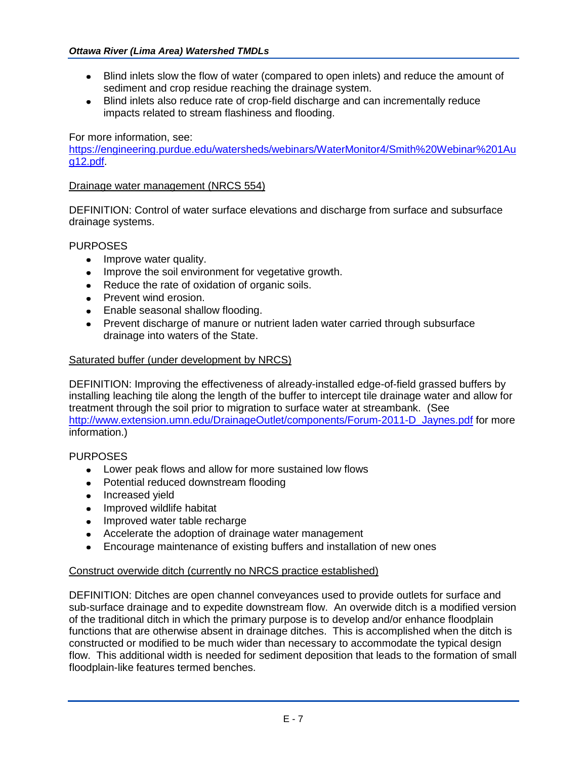- Blind inlets slow the flow of water (compared to open inlets) and reduce the amount of sediment and crop residue reaching the drainage system.
- Blind inlets also reduce rate of crop-field discharge and can incrementally reduce impacts related to stream flashiness and flooding.

For more information, see: https://engineering.purdue.edu/watersheds/webinars/WaterMonitor4/Smith%20Webinar%201Aug12.pdf.

Drainage water management (NRCS 554)

DEFINITION: Control of water surface elevations and discharge from surface and subsurface drainage systems.

PURPOSES

- Improve water quality.
- Improve the soil environment for vegetative growth.
- Reduce the rate of oxidation of organic soils.
- Prevent wind erosion.
- Enable seasonal shallow flooding.
- Prevent discharge of manure or nutrient laden water carried through subsurface drainage into waters of the State.

Saturated buffer (under development by NRCS)

DEFINITION: Improving the effectiveness of already-installed edge-of-field grassed buffers by installing leaching tile along the length of the buffer to intercept tile drainage water and allow for treatment through the soil prior to migration to surface water at streambank. (See http://www.extension.umn.edu/DrainageOutlet/components/Forum-2011-D_Jaynes.pdf for more information.)

PURPOSES

- Lower peak flows and allow for more sustained low flows
- Potential reduced downstream flooding
- Increased yield
- Improved wildlife habitat
- Improved water table recharge
- Accelerate the adoption of drainage water management
- Encourage maintenance of existing buffers and installation of new ones

Construct overwide ditch (currently no NRCS practice established)

DEFINITION: Ditches are open channel conveyances used to provide outlets for surface and sub-surface drainage and to expedite downstream flow. An overwide ditch is a modified version of the traditional ditch in which the primary purpose is to develop and/or enhance floodplain functions that are otherwise absent in drainage ditches. This is accomplished when the ditch is constructed or modified to be much wider than necessary to accommodate the typical design flow. This additional width is needed for sediment deposition that leads to the formation of small floodplain-like features termed benches.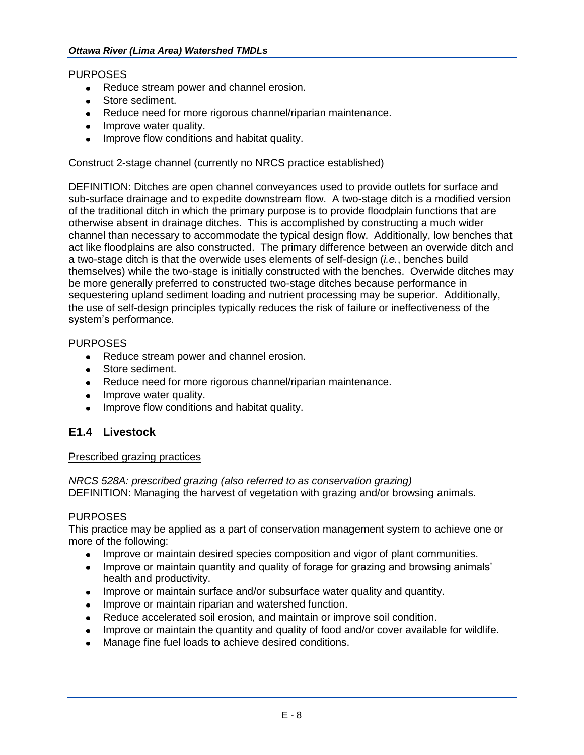PURPOSES

- Reduce stream power and channel erosion.
- Store sediment.
- Reduce need for more rigorous channel/riparian maintenance.
- Improve water quality.
- Improve flow conditions and habitat quality.

<u>Construct 2-stage channel (currently no NRCS practice established)</u>

DEFINITION: Ditches are open channel conveyances used to provide outlets for surface and sub-surface drainage and to expedite downstream flow. A two-stage ditch is a modified version of the traditional ditch in which the primary purpose is to provide floodplain functions that are otherwise absent in drainage ditches. This is accomplished by constructing a much wider channel than necessary to accommodate the typical design flow. Additionally, low benches that act like floodplains are also constructed. The primary difference between an overwide ditch and a two-stage ditch is that the overwide uses elements of self-design (*i.e.*, benches build themselves) while the two-stage is initially constructed with the benches. Overwide ditches may be more generally preferred to constructed two-stage ditches because performance in sequestering upland sediment loading and nutrient processing may be superior. Additionally, the use of self-design principles typically reduces the risk of failure or ineffectiveness of the system's performance.

PURPOSES

- Reduce stream power and channel erosion.
- Store sediment.
- Reduce need for more rigorous channel/riparian maintenance.
- Improve water quality.
- Improve flow conditions and habitat quality.

## E1.4 Livestock

<u>Prescribed grazing practices</u>

*NRCS 528A: prescribed grazing (also referred to as conservation grazing)*
DEFINITION: Managing the harvest of vegetation with grazing and/or browsing animals.

PURPOSES

This practice may be applied as a part of conservation management system to achieve one or more of the following:

- Improve or maintain desired species composition and vigor of plant communities.
- Improve or maintain quantity and quality of forage for grazing and browsing animals' health and productivity.
- Improve or maintain surface and/or subsurface water quality and quantity.
- Improve or maintain riparian and watershed function.
- Reduce accelerated soil erosion, and maintain or improve soil condition.
- Improve or maintain the quantity and quality of food and/or cover available for wildlife.
- Manage fine fuel loads to achieve desired conditions.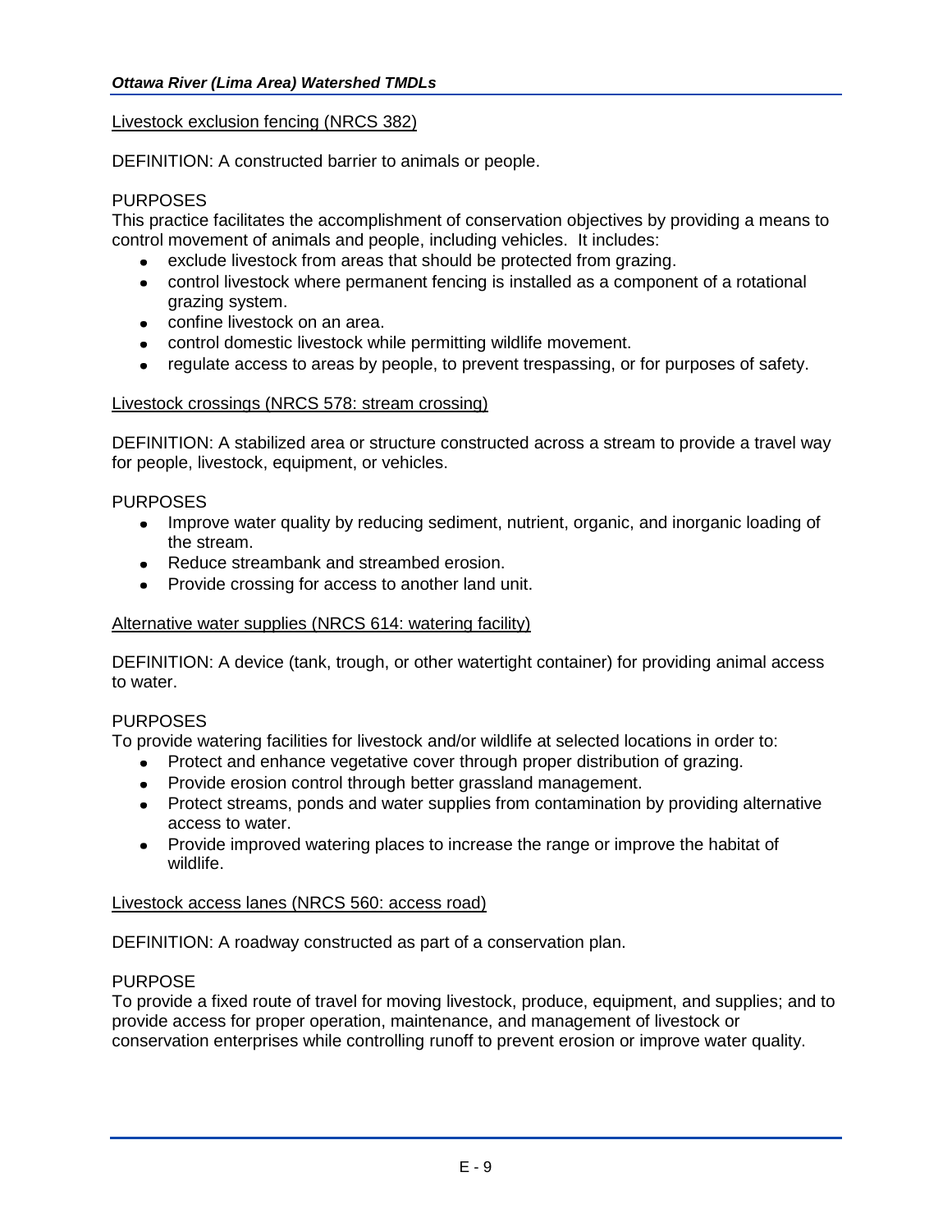Livestock exclusion fencing (NRCS 382)

DEFINITION: A constructed barrier to animals or people.

PURPOSES

This practice facilitates the accomplishment of conservation objectives by providing a means to control movement of animals and people, including vehicles. It includes:

- exclude livestock from areas that should be protected from grazing.
- control livestock where permanent fencing is installed as a component of a rotational grazing system.
- confine livestock on an area.
- control domestic livestock while permitting wildlife movement.
- regulate access to areas by people, to prevent trespassing, or for purposes of safety.

Livestock crossings (NRCS 578: stream crossing)

DEFINITION: A stabilized area or structure constructed across a stream to provide a travel way for people, livestock, equipment, or vehicles.

PURPOSES

- Improve water quality by reducing sediment, nutrient, organic, and inorganic loading of the stream.
- Reduce streambank and streambed erosion.
- Provide crossing for access to another land unit.

Alternative water supplies (NRCS 614: watering facility)

DEFINITION: A device (tank, trough, or other watertight container) for providing animal access to water.

PURPOSES

To provide watering facilities for livestock and/or wildlife at selected locations in order to:

- Protect and enhance vegetative cover through proper distribution of grazing.
- Provide erosion control through better grassland management.
- Protect streams, ponds and water supplies from contamination by providing alternative access to water.
- Provide improved watering places to increase the range or improve the habitat of wildlife.

Livestock access lanes (NRCS 560: access road)

DEFINITION: A roadway constructed as part of a conservation plan.

PURPOSE

To provide a fixed route of travel for moving livestock, produce, equipment, and supplies; and to provide access for proper operation, maintenance, and management of livestock or conservation enterprises while controlling runoff to prevent erosion or improve water quality.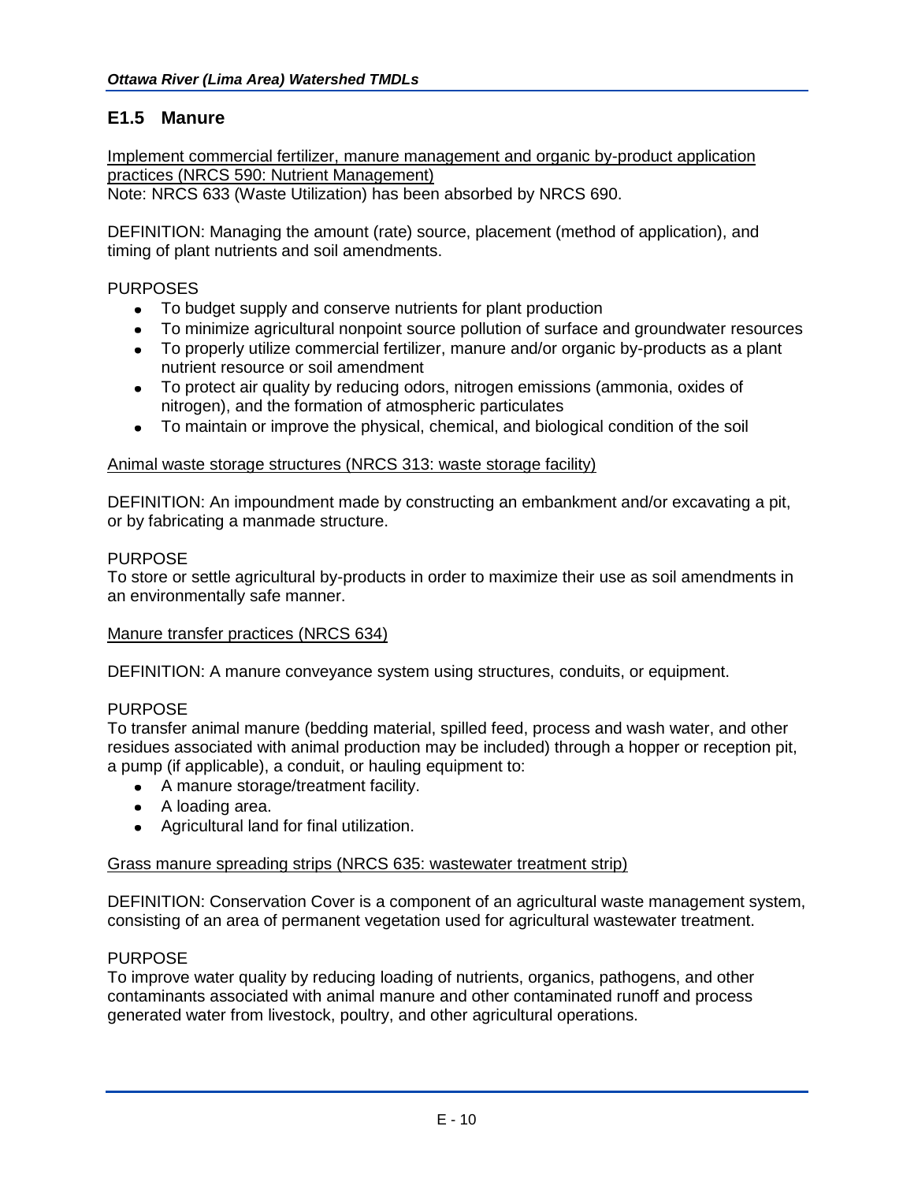## E1.5 Manure

Implement commercial fertilizer, manure management and organic by-product application practices (NRCS 590: Nutrient Management)
Note: NRCS 633 (Waste Utilization) has been absorbed by NRCS 690.

DEFINITION: Managing the amount (rate) source, placement (method of application), and timing of plant nutrients and soil amendments.

PURPOSES

- To budget supply and conserve nutrients for plant production
- To minimize agricultural nonpoint source pollution of surface and groundwater resources
- To properly utilize commercial fertilizer, manure and/or organic by-products as a plant nutrient resource or soil amendment
- To protect air quality by reducing odors, nitrogen emissions (ammonia, oxides of nitrogen), and the formation of atmospheric particulates
- To maintain or improve the physical, chemical, and biological condition of the soil

Animal waste storage structures (NRCS 313: waste storage facility)

DEFINITION: An impoundment made by constructing an embankment and/or excavating a pit, or by fabricating a manmade structure.

PURPOSE
To store or settle agricultural by-products in order to maximize their use as soil amendments in an environmentally safe manner.

Manure transfer practices (NRCS 634)

DEFINITION: A manure conveyance system using structures, conduits, or equipment.

PURPOSE
To transfer animal manure (bedding material, spilled feed, process and wash water, and other residues associated with animal production may be included) through a hopper or reception pit, a pump (if applicable), a conduit, or hauling equipment to:

- A manure storage/treatment facility.
- A loading area.
- Agricultural land for final utilization.

Grass manure spreading strips (NRCS 635: wastewater treatment strip)

DEFINITION: Conservation Cover is a component of an agricultural waste management system, consisting of an area of permanent vegetation used for agricultural wastewater treatment.

PURPOSE
To improve water quality by reducing loading of nutrients, organics, pathogens, and other contaminants associated with animal manure and other contaminated runoff and process generated water from livestock, poultry, and other agricultural operations.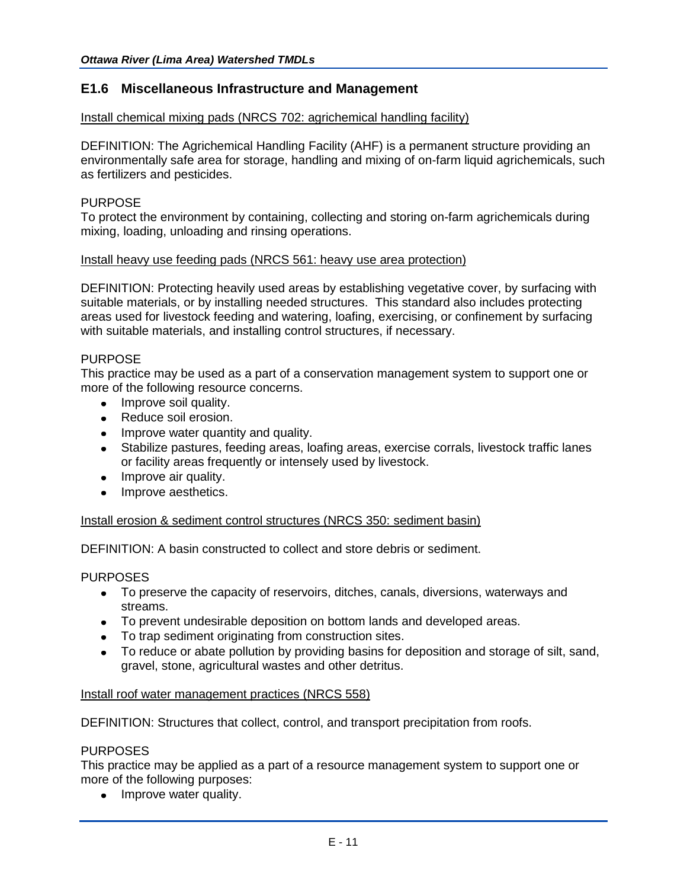## E1.6 Miscellaneous Infrastructure and Management

Install chemical mixing pads (NRCS 702: agrichemical handling facility)

DEFINITION: The Agrichemical Handling Facility (AHF) is a permanent structure providing an environmentally safe area for storage, handling and mixing of on-farm liquid agrichemicals, such as fertilizers and pesticides.

PURPOSE
To protect the environment by containing, collecting and storing on-farm agrichemicals during mixing, loading, unloading and rinsing operations.

Install heavy use feeding pads (NRCS 561: heavy use area protection)

DEFINITION: Protecting heavily used areas by establishing vegetative cover, by surfacing with suitable materials, or by installing needed structures. This standard also includes protecting areas used for livestock feeding and watering, loafing, exercising, or confinement by surfacing with suitable materials, and installing control structures, if necessary.

PURPOSE
This practice may be used as a part of a conservation management system to support one or more of the following resource concerns.

- Improve soil quality.
- Reduce soil erosion.
- Improve water quantity and quality.
- Stabilize pastures, feeding areas, loafing areas, exercise corrals, livestock traffic lanes or facility areas frequently or intensely used by livestock.
- Improve air quality.
- Improve aesthetics.

Install erosion & sediment control structures (NRCS 350: sediment basin)

DEFINITION: A basin constructed to collect and store debris or sediment.

PURPOSES

- To preserve the capacity of reservoirs, ditches, canals, diversions, waterways and streams.
- To prevent undesirable deposition on bottom lands and developed areas.
- To trap sediment originating from construction sites.
- To reduce or abate pollution by providing basins for deposition and storage of silt, sand, gravel, stone, agricultural wastes and other detritus.

Install roof water management practices (NRCS 558)

DEFINITION: Structures that collect, control, and transport precipitation from roofs.

PURPOSES
This practice may be applied as a part of a resource management system to support one or more of the following purposes:

- Improve water quality.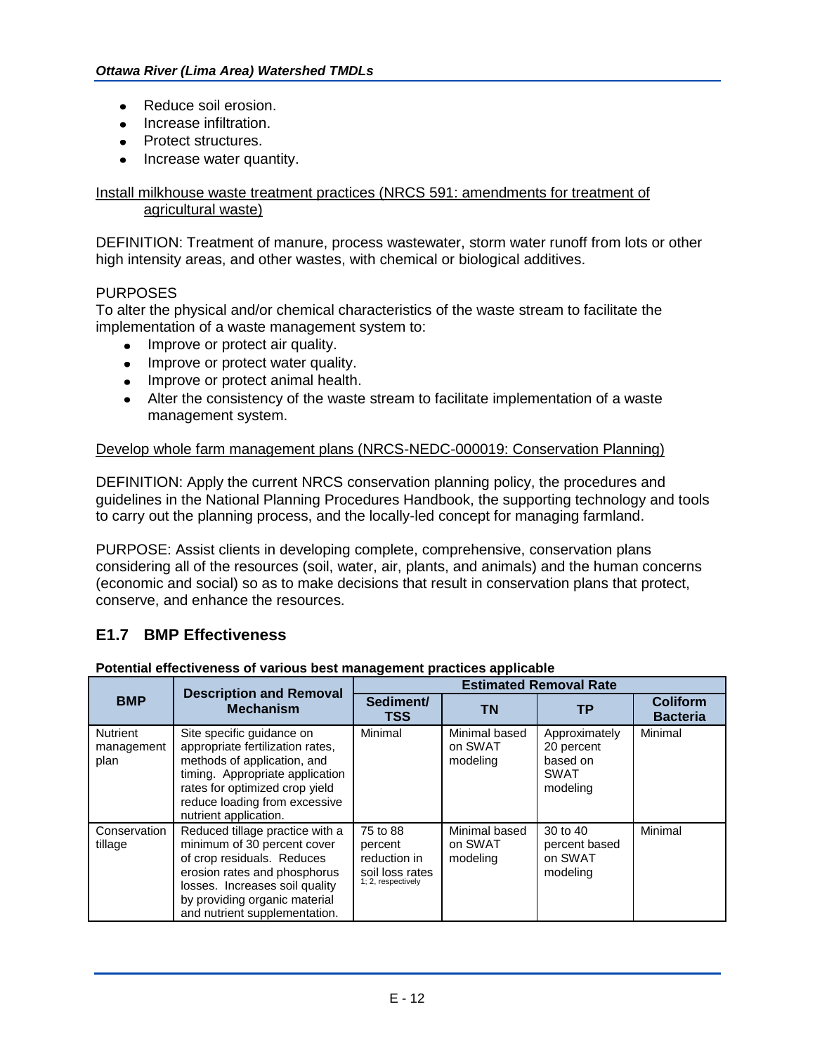- Reduce soil erosion.
- Increase infiltration.
- Protect structures.
- Increase water quantity.

Install milkhouse waste treatment practices (NRCS 591: amendments for treatment of agricultural waste)

DEFINITION: Treatment of manure, process wastewater, storm water runoff from lots or other high intensity areas, and other wastes, with chemical or biological additives.

PURPOSES
To alter the physical and/or chemical characteristics of the waste stream to facilitate the implementation of a waste management system to:

- Improve or protect air quality.
- Improve or protect water quality.
- Improve or protect animal health.
- Alter the consistency of the waste stream to facilitate implementation of a waste management system.

Develop whole farm management plans (NRCS-NEDC-000019: Conservation Planning)

DEFINITION: Apply the current NRCS conservation planning policy, the procedures and guidelines in the National Planning Procedures Handbook, the supporting technology and tools to carry out the planning process, and the locally-led concept for managing farmland.

PURPOSE: Assist clients in developing complete, comprehensive, conservation plans considering all of the resources (soil, water, air, plants, and animals) and the human concerns (economic and social) so as to make decisions that result in conservation plans that protect, conserve, and enhance the resources.

## E1.7 BMP Effectiveness

**Potential effectiveness of various best management practices applicable**

| BMP | Description and Removal Mechanism | Estimated Removal Rate | | | |
|---|---|---|---|---|---|
| | | Sediment/ TSS | TN | TP | Coliform Bacteria |
| Nutrient management plan | Site specific guidance on appropriate fertilization rates, methods of application, and timing. Appropriate application rates for optimized crop yield reduce loading from excessive nutrient application. | Minimal | Minimal based on SWAT modeling | Approximately 20 percent based on SWAT modeling | Minimal |
| Conservation tillage | Reduced tillage practice with a minimum of 30 percent cover of crop residuals. Reduces erosion rates and phosphorus losses. Increases soil quality by providing organic material and nutrient supplementation. | 75 to 88 percent reduction in soil loss rates [1; 2, respectively] | Minimal based on SWAT modeling | 30 to 40 percent based on SWAT modeling | Minimal |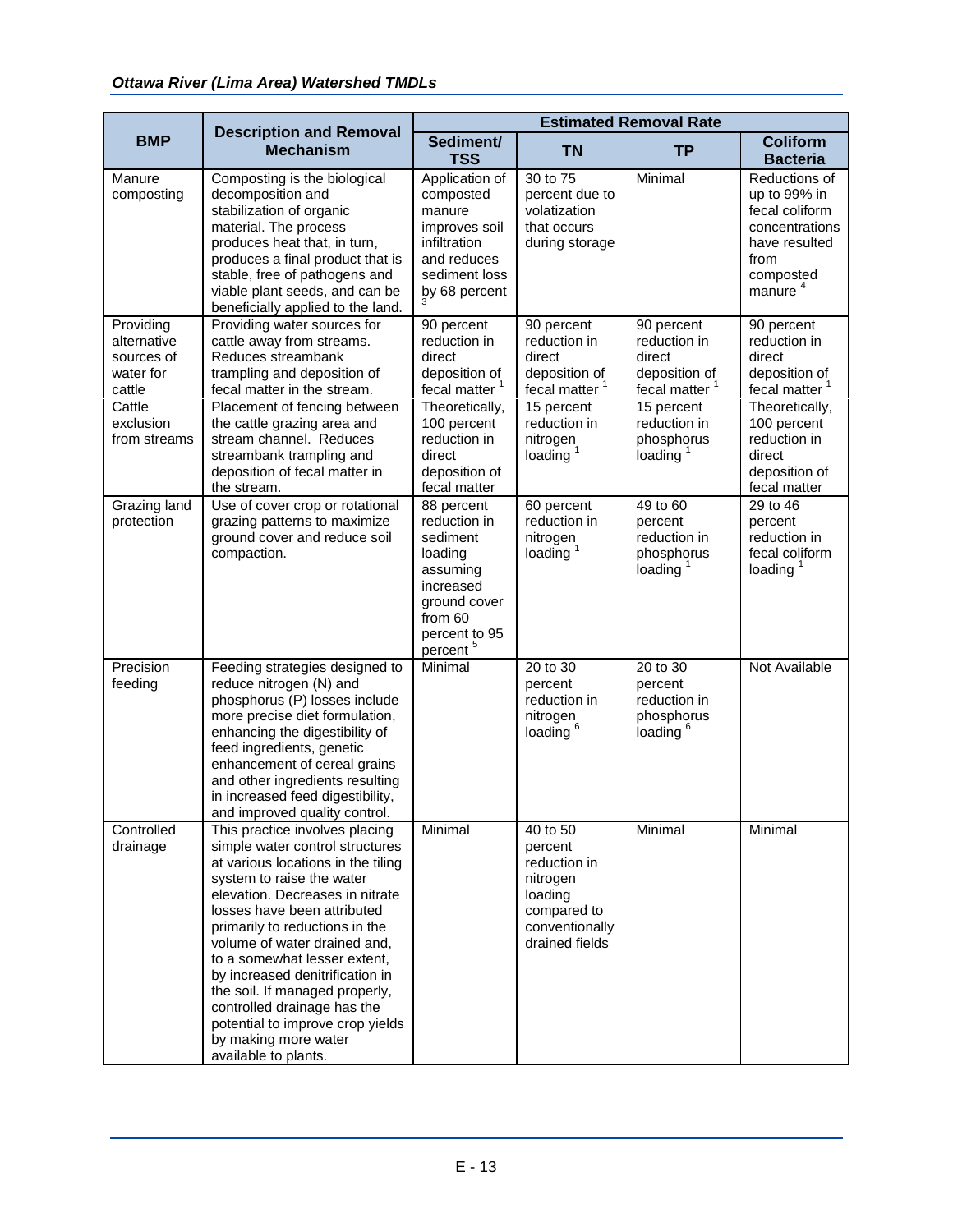| BMP | Description and Removal Mechanism | Estimated Removal Rate | | | |
|---|---|---|---|---|---|
| | | Sediment/ TSS | TN | TP | Coliform Bacteria |
| Manure composting | Composting is the biological decomposition and stabilization of organic material. The process produces heat that, in turn, produces a final product that is stable, free of pathogens and viable plant seeds, and can be beneficially applied to the land. | Application of composted manure improves soil infiltration and reduces sediment loss by 68 percent [3] | 30 to 75 percent due to volatization that occurs during storage | Minimal | Reductions of up to 99% in fecal coliform concentrations have resulted from composted manure [4] |
| Providing alternative sources of water for cattle | Providing water sources for cattle away from streams. Reduces streambank trampling and deposition of fecal matter in the stream. | 90 percent reduction in direct deposition of fecal matter [1] | 90 percent reduction in direct deposition of fecal matter [1] | 90 percent reduction in direct deposition of fecal matter [1] | 90 percent reduction in direct deposition of fecal matter [1] |
| Cattle exclusion from streams | Placement of fencing between the cattle grazing area and stream channel. Reduces streambank trampling and deposition of fecal matter in the stream. | Theoretically, 100 percent reduction in direct deposition of fecal matter | 15 percent reduction in nitrogen loading [1] | 15 percent reduction in phosphorus loading [1] | Theoretically, 100 percent reduction in direct deposition of fecal matter |
| Grazing land protection | Use of cover crop or rotational grazing patterns to maximize ground cover and reduce soil compaction. | 88 percent reduction in sediment loading assuming increased ground cover from 60 percent to 95 percent [5] | 60 percent reduction in nitrogen loading [1] | 49 to 60 percent reduction in phosphorus loading [1] | 29 to 46 percent reduction in fecal coliform loading [1] |
| Precision feeding | Feeding strategies designed to reduce nitrogen (N) and phosphorus (P) losses include more precise diet formulation, enhancing the digestibility of feed ingredients, genetic enhancement of cereal grains and other ingredients resulting in increased feed digestibility, and improved quality control. | Minimal | 20 to 30 percent reduction in nitrogen loading [6] | 20 to 30 percent reduction in phosphorus loading [6] | Not Available |
| Controlled drainage | This practice involves placing simple water control structures at various locations in the tiling system to raise the water elevation. Decreases in nitrate losses have been attributed primarily to reductions in the volume of water drained and, to a somewhat lesser extent, by increased denitrification in the soil. If managed properly, controlled drainage has the potential to improve crop yields by making more water available to plants. | Minimal | 40 to 50 percent reduction in nitrogen loading compared to conventionally drained fields | Minimal | Minimal |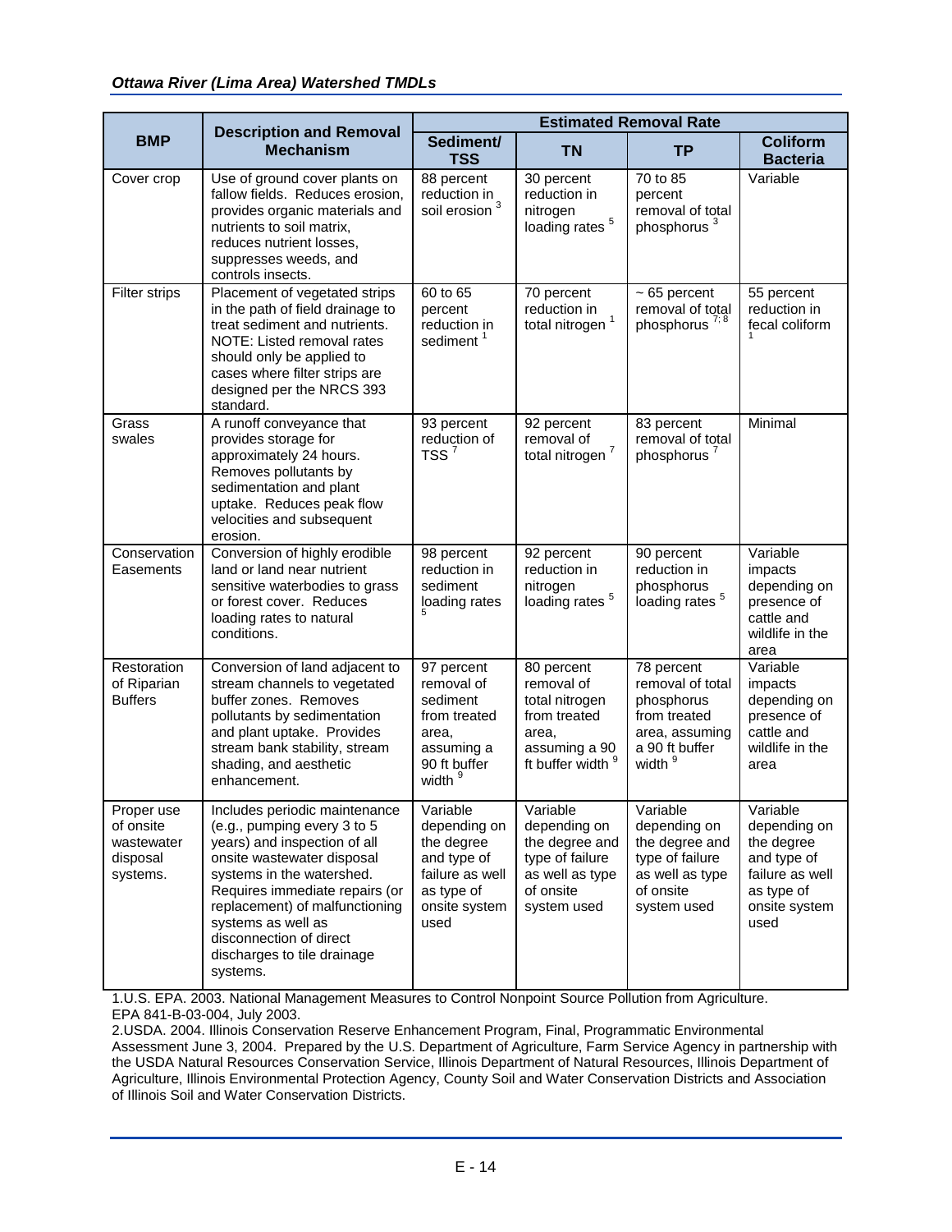| BMP | Description and Removal Mechanism | Estimated Removal Rate | | | |
|---|---|---|---|---|---|
| | | Sediment/ TSS | TN | TP | Coliform Bacteria |
| Cover crop | Use of ground cover plants on fallow fields. Reduces erosion, provides organic materials and nutrients to soil matrix, reduces nutrient losses, suppresses weeds, and controls insects. | 88 percent reduction in soil erosion [3] | 30 percent reduction in nitrogen loading rates [5] | 70 to 85 percent removal of total phosphorus [3] | Variable |
| Filter strips | Placement of vegetated strips in the path of field drainage to treat sediment and nutrients. NOTE: Listed removal rates should only be applied to cases where filter strips are designed per the NRCS 393 standard. | 60 to 65 percent reduction in sediment [1] | 70 percent reduction in total nitrogen [1] | ~ 65 percent removal of total phosphorus [7; 8] | 55 percent reduction in fecal coliform [1] |
| Grass swales | A runoff conveyance that provides storage for approximately 24 hours. Removes pollutants by sedimentation and plant uptake. Reduces peak flow velocities and subsequent erosion. | 93 percent reduction of TSS [7] | 92 percent removal of total nitrogen [7] | 83 percent removal of total phosphorus [7] | Minimal |
| Conservation Easements | Conversion of highly erodible land or land near nutrient sensitive waterbodies to grass or forest cover. Reduces loading rates to natural conditions. | 98 percent reduction in sediment loading rates [5] | 92 percent reduction in nitrogen loading rates [5] | 90 percent reduction in phosphorus loading rates [5] | Variable impacts depending on presence of cattle and wildlife in the area |
| Restoration of Riparian Buffers | Conversion of land adjacent to stream channels to vegetated buffer zones. Removes pollutants by sedimentation and plant uptake. Provides stream bank stability, stream shading, and aesthetic enhancement. | 97 percent removal of sediment from treated area, assuming a 90 ft buffer width [9] | 80 percent removal of total nitrogen from treated area, assuming a 90 ft buffer width [9] | 78 percent removal of total phosphorus from treated area, assuming a 90 ft buffer width [9] | Variable impacts depending on presence of cattle and wildlife in the area |
| Proper use of onsite wastewater disposal systems. | Includes periodic maintenance (e.g., pumping every 3 to 5 years) and inspection of all onsite wastewater disposal systems in the watershed. Requires immediate repairs (or replacement) of malfunctioning systems as well as disconnection of direct discharges to tile drainage systems. | Variable depending on the degree and type of failure as well as type of onsite system used | Variable depending on the degree and type of failure as well as type of onsite system used | Variable depending on the degree and type of failure as well as type of onsite system used | Variable depending on the degree and type of failure as well as type of onsite system used |

1.U.S. EPA. 2003. National Management Measures to Control Nonpoint Source Pollution from Agriculture. EPA 841-B-03-004, July 2003.

2.USDA. 2004. Illinois Conservation Reserve Enhancement Program, Final, Programmatic Environmental Assessment June 3, 2004. Prepared by the U.S. Department of Agriculture, Farm Service Agency in partnership with the USDA Natural Resources Conservation Service, Illinois Department of Natural Resources, Illinois Department of Agriculture, Illinois Environmental Protection Agency, County Soil and Water Conservation Districts and Association of Illinois Soil and Water Conservation Districts.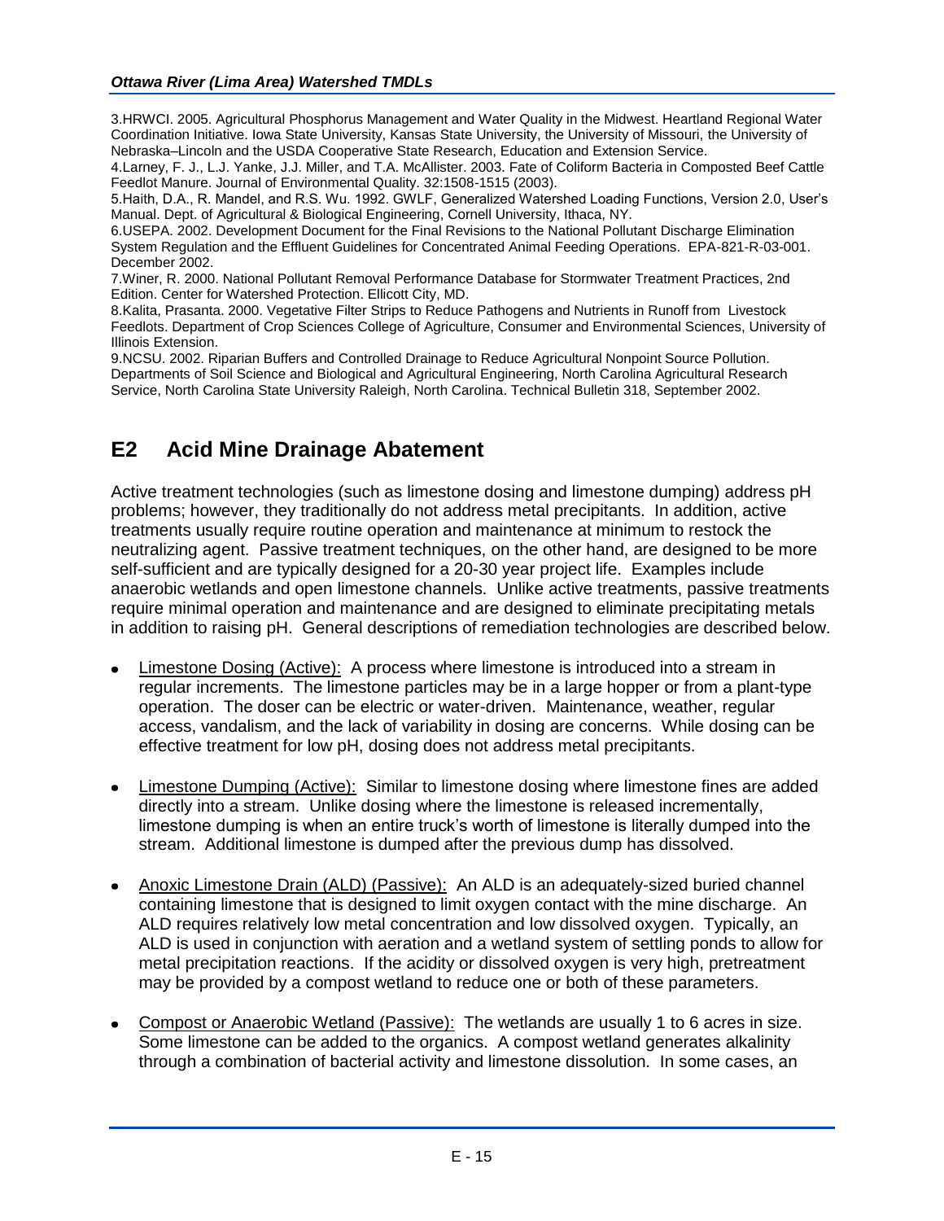3.HRWCI. 2005. Agricultural Phosphorus Management and Water Quality in the Midwest. Heartland Regional Water Coordination Initiative. Iowa State University, Kansas State University, the University of Missouri, the University of Nebraska–Lincoln and the USDA Cooperative State Research, Education and Extension Service.
4.Larney, F. J., L.J. Yanke, J.J. Miller, and T.A. McAllister. 2003. Fate of Coliform Bacteria in Composted Beef Cattle Feedlot Manure. Journal of Environmental Quality. 32:1508-1515 (2003).
5.Haith, D.A., R. Mandel, and R.S. Wu. 1992. GWLF, Generalized Watershed Loading Functions, Version 2.0, User's Manual. Dept. of Agricultural & Biological Engineering, Cornell University, Ithaca, NY.
6.USEPA. 2002. Development Document for the Final Revisions to the National Pollutant Discharge Elimination System Regulation and the Effluent Guidelines for Concentrated Animal Feeding Operations. EPA-821-R-03-001. December 2002.
7.Winer, R. 2000. National Pollutant Removal Performance Database for Stormwater Treatment Practices, 2nd Edition. Center for Watershed Protection. Ellicott City, MD.
8.Kalita, Prasanta. 2000. Vegetative Filter Strips to Reduce Pathogens and Nutrients in Runoff from Livestock Feedlots. Department of Crop Sciences College of Agriculture, Consumer and Environmental Sciences, University of Illinois Extension.
9.NCSU. 2002. Riparian Buffers and Controlled Drainage to Reduce Agricultural Nonpoint Source Pollution. Departments of Soil Science and Biological and Agricultural Engineering, North Carolina Agricultural Research Service, North Carolina State University Raleigh, North Carolina. Technical Bulletin 318, September 2002.

## E2 Acid Mine Drainage Abatement

Active treatment technologies (such as limestone dosing and limestone dumping) address pH problems; however, they traditionally do not address metal precipitants. In addition, active treatments usually require routine operation and maintenance at minimum to restock the neutralizing agent. Passive treatment techniques, on the other hand, are designed to be more self-sufficient and are typically designed for a 20-30 year project life. Examples include anaerobic wetlands and open limestone channels. Unlike active treatments, passive treatments require minimal operation and maintenance and are designed to eliminate precipitating metals in addition to raising pH. General descriptions of remediation technologies are described below.

- Limestone Dosing (Active): A process where limestone is introduced into a stream in regular increments. The limestone particles may be in a large hopper or from a plant-type operation. The doser can be electric or water-driven. Maintenance, weather, regular access, vandalism, and the lack of variability in dosing are concerns. While dosing can be effective treatment for low pH, dosing does not address metal precipitants.

- Limestone Dumping (Active): Similar to limestone dosing where limestone fines are added directly into a stream. Unlike dosing where the limestone is released incrementally, limestone dumping is when an entire truck's worth of limestone is literally dumped into the stream. Additional limestone is dumped after the previous dump has dissolved.

- Anoxic Limestone Drain (ALD) (Passive): An ALD is an adequately-sized buried channel containing limestone that is designed to limit oxygen contact with the mine discharge. An ALD requires relatively low metal concentration and low dissolved oxygen. Typically, an ALD is used in conjunction with aeration and a wetland system of settling ponds to allow for metal precipitation reactions. If the acidity or dissolved oxygen is very high, pretreatment may be provided by a compost wetland to reduce one or both of these parameters.

- Compost or Anaerobic Wetland (Passive): The wetlands are usually 1 to 6 acres in size. Some limestone can be added to the organics. A compost wetland generates alkalinity through a combination of bacterial activity and limestone dissolution. In some cases, an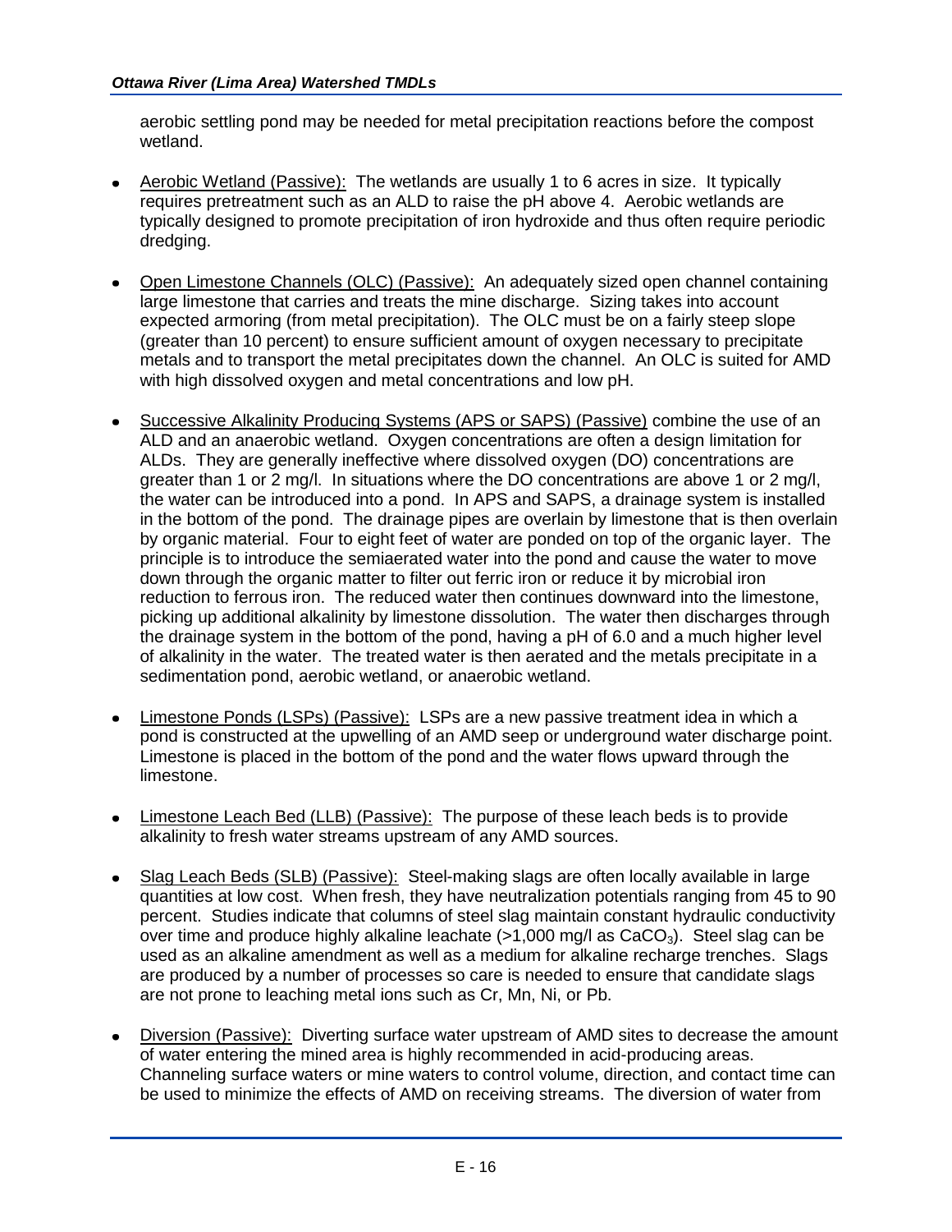aerobic settling pond may be needed for metal precipitation reactions before the compost wetland.

- Aerobic Wetland (Passive): The wetlands are usually 1 to 6 acres in size. It typically requires pretreatment such as an ALD to raise the pH above 4. Aerobic wetlands are typically designed to promote precipitation of iron hydroxide and thus often require periodic dredging.

- Open Limestone Channels (OLC) (Passive): An adequately sized open channel containing large limestone that carries and treats the mine discharge. Sizing takes into account expected armoring (from metal precipitation). The OLC must be on a fairly steep slope (greater than 10 percent) to ensure sufficient amount of oxygen necessary to precipitate metals and to transport the metal precipitates down the channel. An OLC is suited for AMD with high dissolved oxygen and metal concentrations and low pH.

- Successive Alkalinity Producing Systems (APS or SAPS) (Passive) combine the use of an ALD and an anaerobic wetland. Oxygen concentrations are often a design limitation for ALDs. They are generally ineffective where dissolved oxygen (DO) concentrations are greater than 1 or 2 mg/l. In situations where the DO concentrations are above 1 or 2 mg/l, the water can be introduced into a pond. In APS and SAPS, a drainage system is installed in the bottom of the pond. The drainage pipes are overlain by limestone that is then overlain by organic material. Four to eight feet of water are ponded on top of the organic layer. The principle is to introduce the semiaerated water into the pond and cause the water to move down through the organic matter to filter out ferric iron or reduce it by microbial iron reduction to ferrous iron. The reduced water then continues downward into the limestone, picking up additional alkalinity by limestone dissolution. The water then discharges through the drainage system in the bottom of the pond, having a pH of 6.0 and a much higher level of alkalinity in the water. The treated water is then aerated and the metals precipitate in a sedimentation pond, aerobic wetland, or anaerobic wetland.

- Limestone Ponds (LSPs) (Passive): LSPs are a new passive treatment idea in which a pond is constructed at the upwelling of an AMD seep or underground water discharge point. Limestone is placed in the bottom of the pond and the water flows upward through the limestone.

- Limestone Leach Bed (LLB) (Passive): The purpose of these leach beds is to provide alkalinity to fresh water streams upstream of any AMD sources.

- Slag Leach Beds (SLB) (Passive): Steel-making slags are often locally available in large quantities at low cost. When fresh, they have neutralization potentials ranging from 45 to 90 percent. Studies indicate that columns of steel slag maintain constant hydraulic conductivity over time and produce highly alkaline leachate (>1,000 mg/l as $CaCO_3$). Steel slag can be used as an alkaline amendment as well as a medium for alkaline recharge trenches. Slags are produced by a number of processes so care is needed to ensure that candidate slags are not prone to leaching metal ions such as Cr, Mn, Ni, or Pb.

- Diversion (Passive): Diverting surface water upstream of AMD sites to decrease the amount of water entering the mined area is highly recommended in acid-producing areas. Channeling surface waters or mine waters to control volume, direction, and contact time can be used to minimize the effects of AMD on receiving streams. The diversion of water from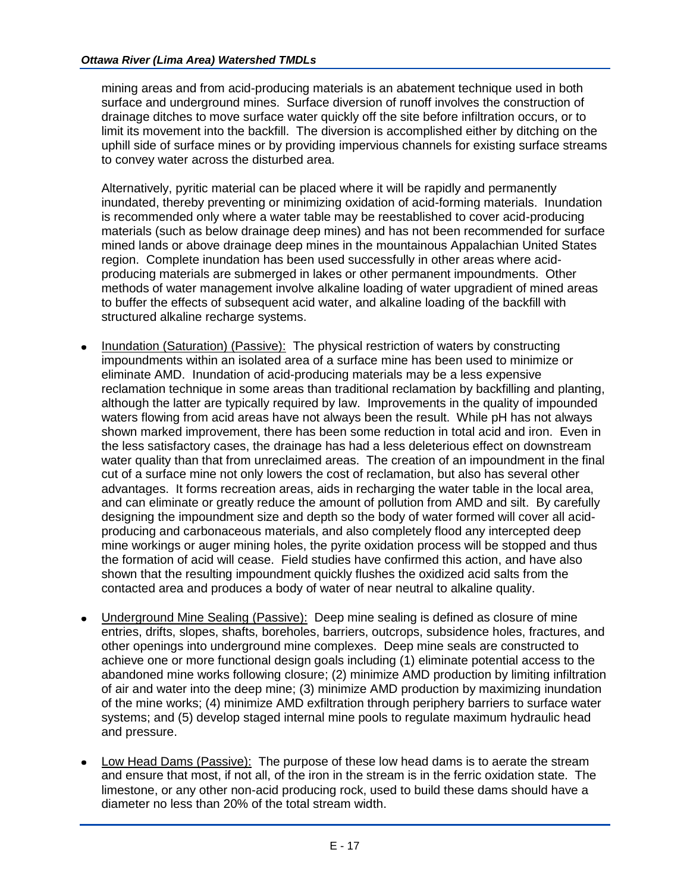mining areas and from acid-producing materials is an abatement technique used in both surface and underground mines. Surface diversion of runoff involves the construction of drainage ditches to move surface water quickly off the site before infiltration occurs, or to limit its movement into the backfill. The diversion is accomplished either by ditching on the uphill side of surface mines or by providing impervious channels for existing surface streams to convey water across the disturbed area.

Alternatively, pyritic material can be placed where it will be rapidly and permanently inundated, thereby preventing or minimizing oxidation of acid-forming materials. Inundation is recommended only where a water table may be reestablished to cover acid-producing materials (such as below drainage deep mines) and has not been recommended for surface mined lands or above drainage deep mines in the mountainous Appalachian United States region. Complete inundation has been used successfully in other areas where acid-producing materials are submerged in lakes or other permanent impoundments. Other methods of water management involve alkaline loading of water upgradient of mined areas to buffer the effects of subsequent acid water, and alkaline loading of the backfill with structured alkaline recharge systems.

- Inundation (Saturation) (Passive): The physical restriction of waters by constructing impoundments within an isolated area of a surface mine has been used to minimize or eliminate AMD. Inundation of acid-producing materials may be a less expensive reclamation technique in some areas than traditional reclamation by backfilling and planting, although the latter are typically required by law. Improvements in the quality of impounded waters flowing from acid areas have not always been the result. While pH has not always shown marked improvement, there has been some reduction in total acid and iron. Even in the less satisfactory cases, the drainage has had a less deleterious effect on downstream water quality than that from unreclaimed areas. The creation of an impoundment in the final cut of a surface mine not only lowers the cost of reclamation, but also has several other advantages. It forms recreation areas, aids in recharging the water table in the local area, and can eliminate or greatly reduce the amount of pollution from AMD and silt. By carefully designing the impoundment size and depth so the body of water formed will cover all acid-producing and carbonaceous materials, and also completely flood any intercepted deep mine workings or auger mining holes, the pyrite oxidation process will be stopped and thus the formation of acid will cease. Field studies have confirmed this action, and have also shown that the resulting impoundment quickly flushes the oxidized acid salts from the contacted area and produces a body of water of near neutral to alkaline quality.

- Underground Mine Sealing (Passive): Deep mine sealing is defined as closure of mine entries, drifts, slopes, shafts, boreholes, barriers, outcrops, subsidence holes, fractures, and other openings into underground mine complexes. Deep mine seals are constructed to achieve one or more functional design goals including (1) eliminate potential access to the abandoned mine works following closure; (2) minimize AMD production by limiting infiltration of air and water into the deep mine; (3) minimize AMD production by maximizing inundation of the mine works; (4) minimize AMD exfiltration through periphery barriers to surface water systems; and (5) develop staged internal mine pools to regulate maximum hydraulic head and pressure.

- Low Head Dams (Passive): The purpose of these low head dams is to aerate the stream and ensure that most, if not all, of the iron in the stream is in the ferric oxidation state. The limestone, or any other non-acid producing rock, used to build these dams should have a diameter no less than 20% of the total stream width.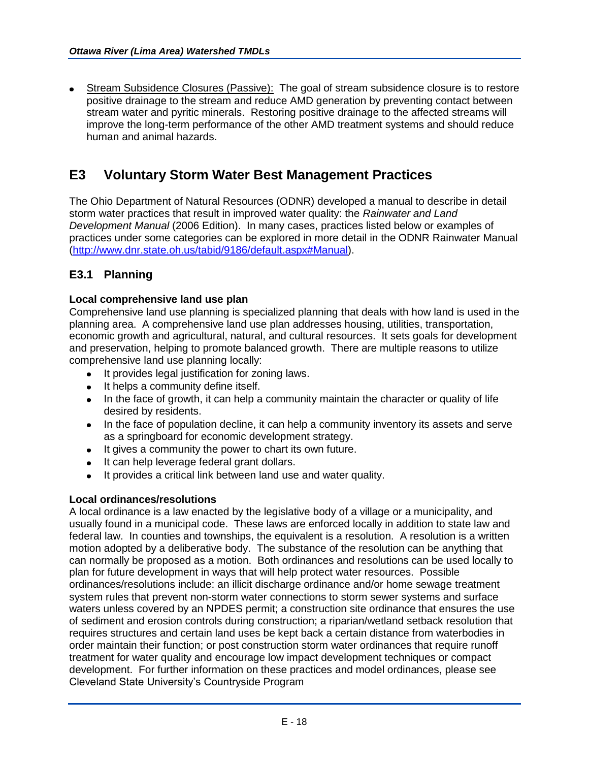- <u>Stream Subsidence Closures (Passive):</u> The goal of stream subsidence closure is to restore positive drainage to the stream and reduce AMD generation by preventing contact between stream water and pyritic minerals. Restoring positive drainage to the affected streams will improve the long-term performance of the other AMD treatment systems and should reduce human and animal hazards.

# E3 Voluntary Storm Water Best Management Practices

The Ohio Department of Natural Resources (ODNR) developed a manual to describe in detail storm water practices that result in improved water quality: the *Rainwater and Land Development Manual* (2006 Edition). In many cases, practices listed below or examples of practices under some categories can be explored in more detail in the ODNR Rainwater Manual ([http://www.dnr.state.oh.us/tabid/9186/default.aspx#Manual](http://www.dnr.state.oh.us/tabid/9186/default.aspx#Manual)).

## E3.1 Planning

**Local comprehensive land use plan**

Comprehensive land use planning is specialized planning that deals with how land is used in the planning area. A comprehensive land use plan addresses housing, utilities, transportation, economic growth and agricultural, natural, and cultural resources. It sets goals for development and preservation, helping to promote balanced growth. There are multiple reasons to utilize comprehensive land use planning locally:

- It provides legal justification for zoning laws.
- It helps a community define itself.
- In the face of growth, it can help a community maintain the character or quality of life desired by residents.
- In the face of population decline, it can help a community inventory its assets and serve as a springboard for economic development strategy.
- It gives a community the power to chart its own future.
- It can help leverage federal grant dollars.
- It provides a critical link between land use and water quality.

**Local ordinances/resolutions**

A local ordinance is a law enacted by the legislative body of a village or a municipality, and usually found in a municipal code. These laws are enforced locally in addition to state law and federal law. In counties and townships, the equivalent is a resolution. A resolution is a written motion adopted by a deliberative body. The substance of the resolution can be anything that can normally be proposed as a motion. Both ordinances and resolutions can be used locally to plan for future development in ways that will help protect water resources. Possible ordinances/resolutions include: an illicit discharge ordinance and/or home sewage treatment system rules that prevent non-storm water connections to storm sewer systems and surface waters unless covered by an NPDES permit; a construction site ordinance that ensures the use of sediment and erosion controls during construction; a riparian/wetland setback resolution that requires structures and certain land uses be kept back a certain distance from waterbodies in order maintain their function; or post construction storm water ordinances that require runoff treatment for water quality and encourage low impact development techniques or compact development. For further information on these practices and model ordinances, please see Cleveland State University's Countryside Program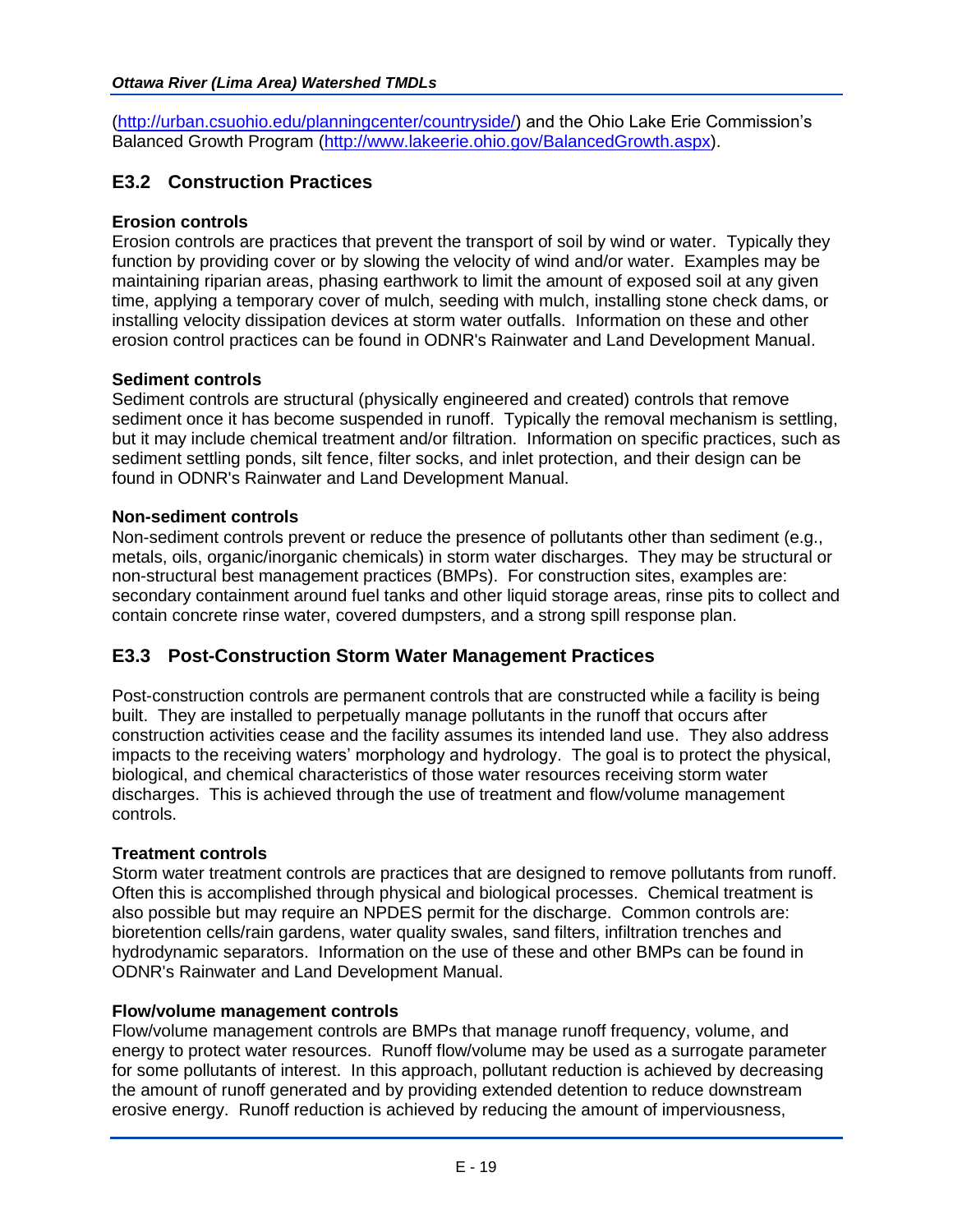(http://urban.csuohio.edu/planningcenter/countryside/) and the Ohio Lake Erie Commission's Balanced Growth Program (http://www.lakeerie.ohio.gov/BalancedGrowth.aspx).

## E3.2 Construction Practices

**Erosion controls**
Erosion controls are practices that prevent the transport of soil by wind or water. Typically they function by providing cover or by slowing the velocity of wind and/or water. Examples may be maintaining riparian areas, phasing earthwork to limit the amount of exposed soil at any given time, applying a temporary cover of mulch, seeding with mulch, installing stone check dams, or installing velocity dissipation devices at storm water outfalls. Information on these and other erosion control practices can be found in ODNR's Rainwater and Land Development Manual.

**Sediment controls**
Sediment controls are structural (physically engineered and created) controls that remove sediment once it has become suspended in runoff. Typically the removal mechanism is settling, but it may include chemical treatment and/or filtration. Information on specific practices, such as sediment settling ponds, silt fence, filter socks, and inlet protection, and their design can be found in ODNR's Rainwater and Land Development Manual.

**Non-sediment controls**
Non-sediment controls prevent or reduce the presence of pollutants other than sediment (e.g., metals, oils, organic/inorganic chemicals) in storm water discharges. They may be structural or non-structural best management practices (BMPs). For construction sites, examples are: secondary containment around fuel tanks and other liquid storage areas, rinse pits to collect and contain concrete rinse water, covered dumpsters, and a strong spill response plan.

## E3.3 Post-Construction Storm Water Management Practices

Post-construction controls are permanent controls that are constructed while a facility is being built. They are installed to perpetually manage pollutants in the runoff that occurs after construction activities cease and the facility assumes its intended land use. They also address impacts to the receiving waters' morphology and hydrology. The goal is to protect the physical, biological, and chemical characteristics of those water resources receiving storm water discharges. This is achieved through the use of treatment and flow/volume management controls.

**Treatment controls**
Storm water treatment controls are practices that are designed to remove pollutants from runoff. Often this is accomplished through physical and biological processes. Chemical treatment is also possible but may require an NPDES permit for the discharge. Common controls are: bioretention cells/rain gardens, water quality swales, sand filters, infiltration trenches and hydrodynamic separators. Information on the use of these and other BMPs can be found in ODNR's Rainwater and Land Development Manual.

**Flow/volume management controls**
Flow/volume management controls are BMPs that manage runoff frequency, volume, and energy to protect water resources. Runoff flow/volume may be used as a surrogate parameter for some pollutants of interest. In this approach, pollutant reduction is achieved by decreasing the amount of runoff generated and by providing extended detention to reduce downstream erosive energy. Runoff reduction is achieved by reducing the amount of imperviousness,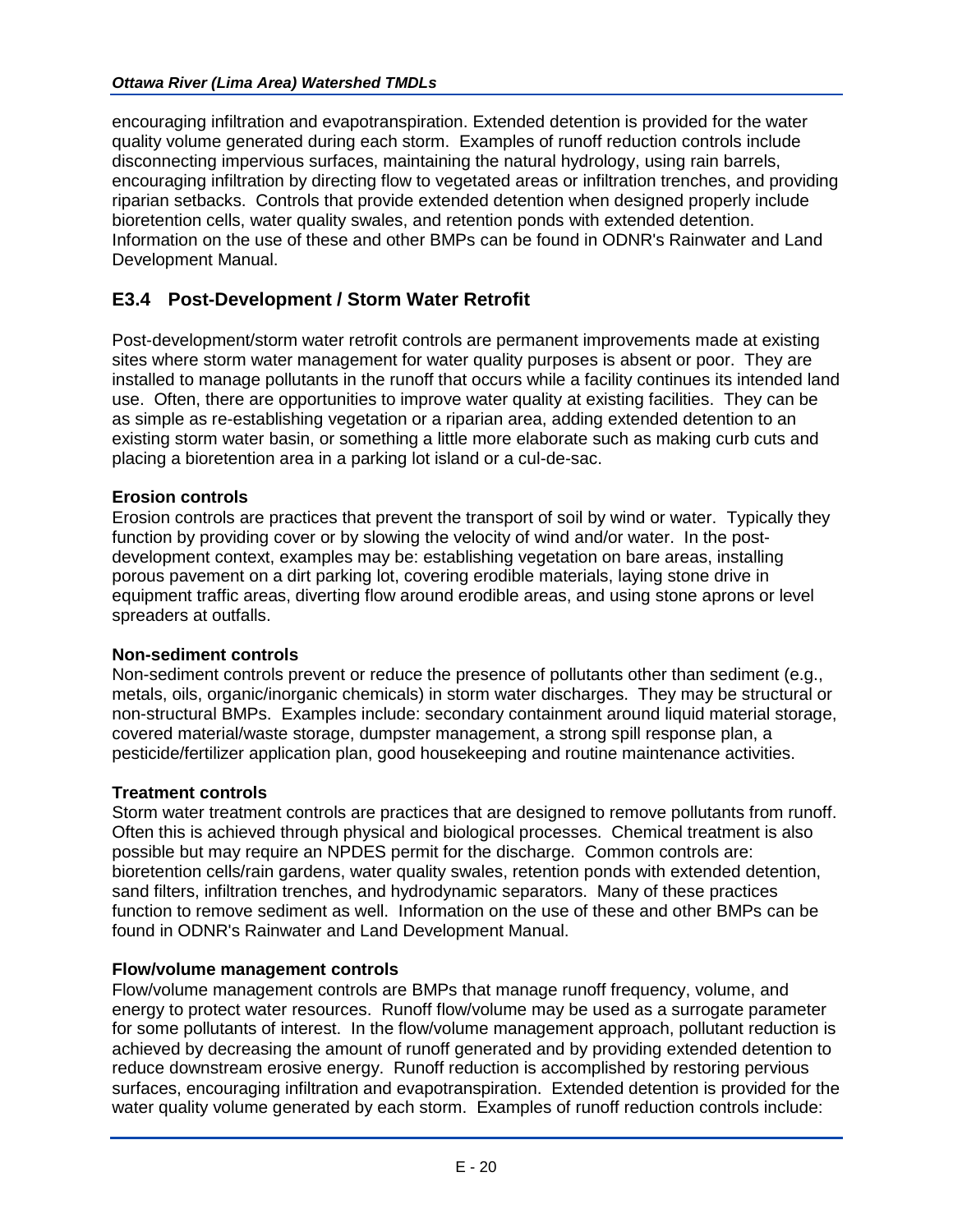encouraging infiltration and evapotranspiration. Extended detention is provided for the water quality volume generated during each storm. Examples of runoff reduction controls include disconnecting impervious surfaces, maintaining the natural hydrology, using rain barrels, encouraging infiltration by directing flow to vegetated areas or infiltration trenches, and providing riparian setbacks. Controls that provide extended detention when designed properly include bioretention cells, water quality swales, and retention ponds with extended detention. Information on the use of these and other BMPs can be found in ODNR's Rainwater and Land Development Manual.

## E3.4 Post-Development / Storm Water Retrofit

Post-development/storm water retrofit controls are permanent improvements made at existing sites where storm water management for water quality purposes is absent or poor. They are installed to manage pollutants in the runoff that occurs while a facility continues its intended land use. Often, there are opportunities to improve water quality at existing facilities. They can be as simple as re-establishing vegetation or a riparian area, adding extended detention to an existing storm water basin, or something a little more elaborate such as making curb cuts and placing a bioretention area in a parking lot island or a cul-de-sac.

**Erosion controls**

Erosion controls are practices that prevent the transport of soil by wind or water. Typically they function by providing cover or by slowing the velocity of wind and/or water. In the post-development context, examples may be: establishing vegetation on bare areas, installing porous pavement on a dirt parking lot, covering erodible materials, laying stone drive in equipment traffic areas, diverting flow around erodible areas, and using stone aprons or level spreaders at outfalls.

**Non-sediment controls**

Non-sediment controls prevent or reduce the presence of pollutants other than sediment (e.g., metals, oils, organic/inorganic chemicals) in storm water discharges. They may be structural or non-structural BMPs. Examples include: secondary containment around liquid material storage, covered material/waste storage, dumpster management, a strong spill response plan, a pesticide/fertilizer application plan, good housekeeping and routine maintenance activities.

**Treatment controls**

Storm water treatment controls are practices that are designed to remove pollutants from runoff. Often this is achieved through physical and biological processes. Chemical treatment is also possible but may require an NPDES permit for the discharge. Common controls are: bioretention cells/rain gardens, water quality swales, retention ponds with extended detention, sand filters, infiltration trenches, and hydrodynamic separators. Many of these practices function to remove sediment as well. Information on the use of these and other BMPs can be found in ODNR's Rainwater and Land Development Manual.

**Flow/volume management controls**

Flow/volume management controls are BMPs that manage runoff frequency, volume, and energy to protect water resources. Runoff flow/volume may be used as a surrogate parameter for some pollutants of interest. In the flow/volume management approach, pollutant reduction is achieved by decreasing the amount of runoff generated and by providing extended detention to reduce downstream erosive energy. Runoff reduction is accomplished by restoring pervious surfaces, encouraging infiltration and evapotranspiration. Extended detention is provided for the water quality volume generated by each storm. Examples of runoff reduction controls include: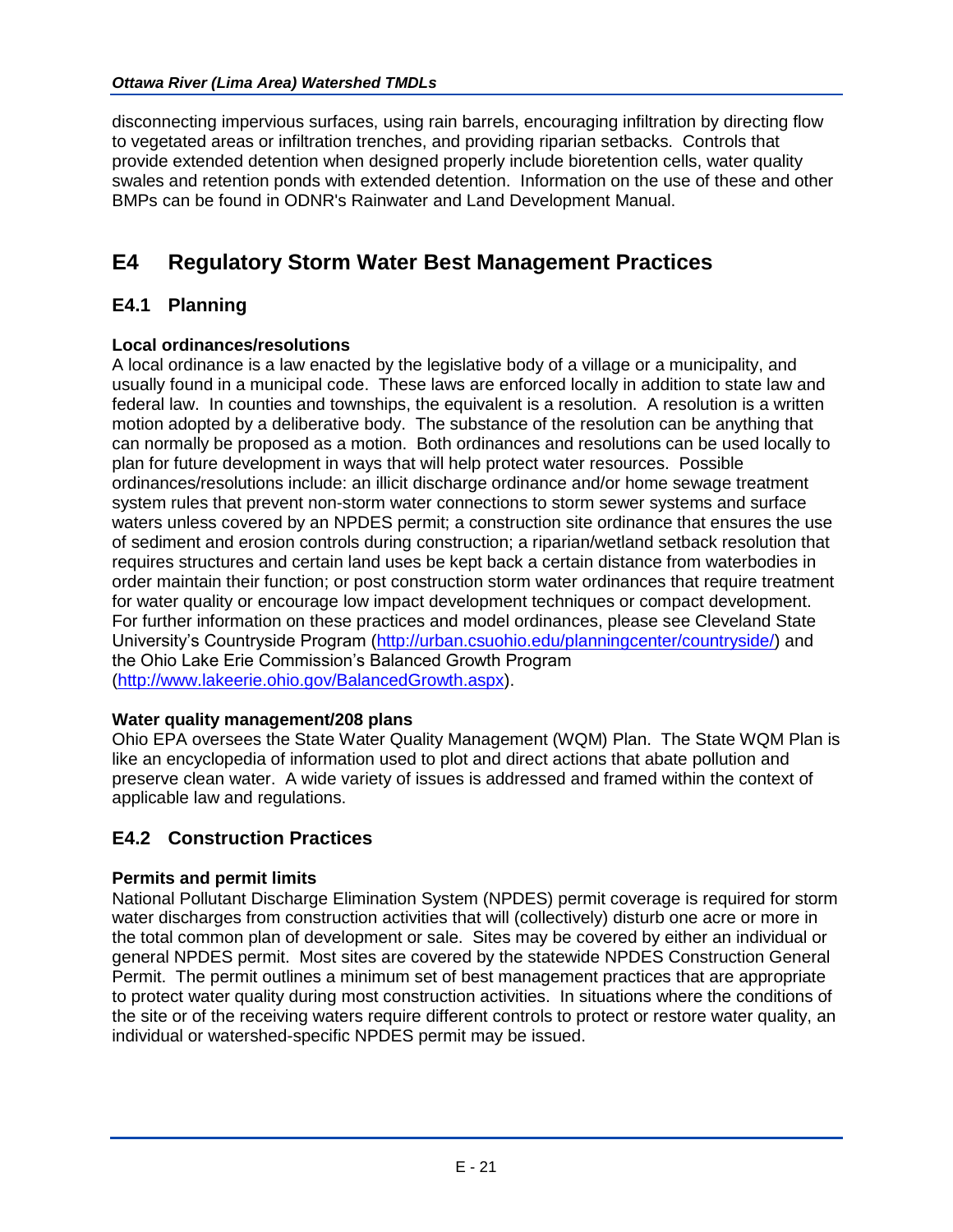disconnecting impervious surfaces, using rain barrels, encouraging infiltration by directing flow to vegetated areas or infiltration trenches, and providing riparian setbacks. Controls that provide extended detention when designed properly include bioretention cells, water quality swales and retention ponds with extended detention. Information on the use of these and other BMPs can be found in ODNR's Rainwater and Land Development Manual.

# E4 Regulatory Storm Water Best Management Practices

## E4.1 Planning

**Local ordinances/resolutions**

A local ordinance is a law enacted by the legislative body of a village or a municipality, and usually found in a municipal code. These laws are enforced locally in addition to state law and federal law. In counties and townships, the equivalent is a resolution. A resolution is a written motion adopted by a deliberative body. The substance of the resolution can be anything that can normally be proposed as a motion. Both ordinances and resolutions can be used locally to plan for future development in ways that will help protect water resources. Possible ordinances/resolutions include: an illicit discharge ordinance and/or home sewage treatment system rules that prevent non-storm water connections to storm sewer systems and surface waters unless covered by an NPDES permit; a construction site ordinance that ensures the use of sediment and erosion controls during construction; a riparian/wetland setback resolution that requires structures and certain land uses be kept back a certain distance from waterbodies in order maintain their function; or post construction storm water ordinances that require treatment for water quality or encourage low impact development techniques or compact development. For further information on these practices and model ordinances, please see Cleveland State University's Countryside Program (http://urban.csuohio.edu/planningcenter/countryside/) and the Ohio Lake Erie Commission's Balanced Growth Program (http://www.lakeerie.ohio.gov/BalancedGrowth.aspx).

**Water quality management/208 plans**

Ohio EPA oversees the State Water Quality Management (WQM) Plan. The State WQM Plan is like an encyclopedia of information used to plot and direct actions that abate pollution and preserve clean water. A wide variety of issues is addressed and framed within the context of applicable law and regulations.

## E4.2 Construction Practices

**Permits and permit limits**

National Pollutant Discharge Elimination System (NPDES) permit coverage is required for storm water discharges from construction activities that will (collectively) disturb one acre or more in the total common plan of development or sale. Sites may be covered by either an individual or general NPDES permit. Most sites are covered by the statewide NPDES Construction General Permit. The permit outlines a minimum set of best management practices that are appropriate to protect water quality during most construction activities. In situations where the conditions of the site or of the receiving waters require different controls to protect or restore water quality, an individual or watershed-specific NPDES permit may be issued.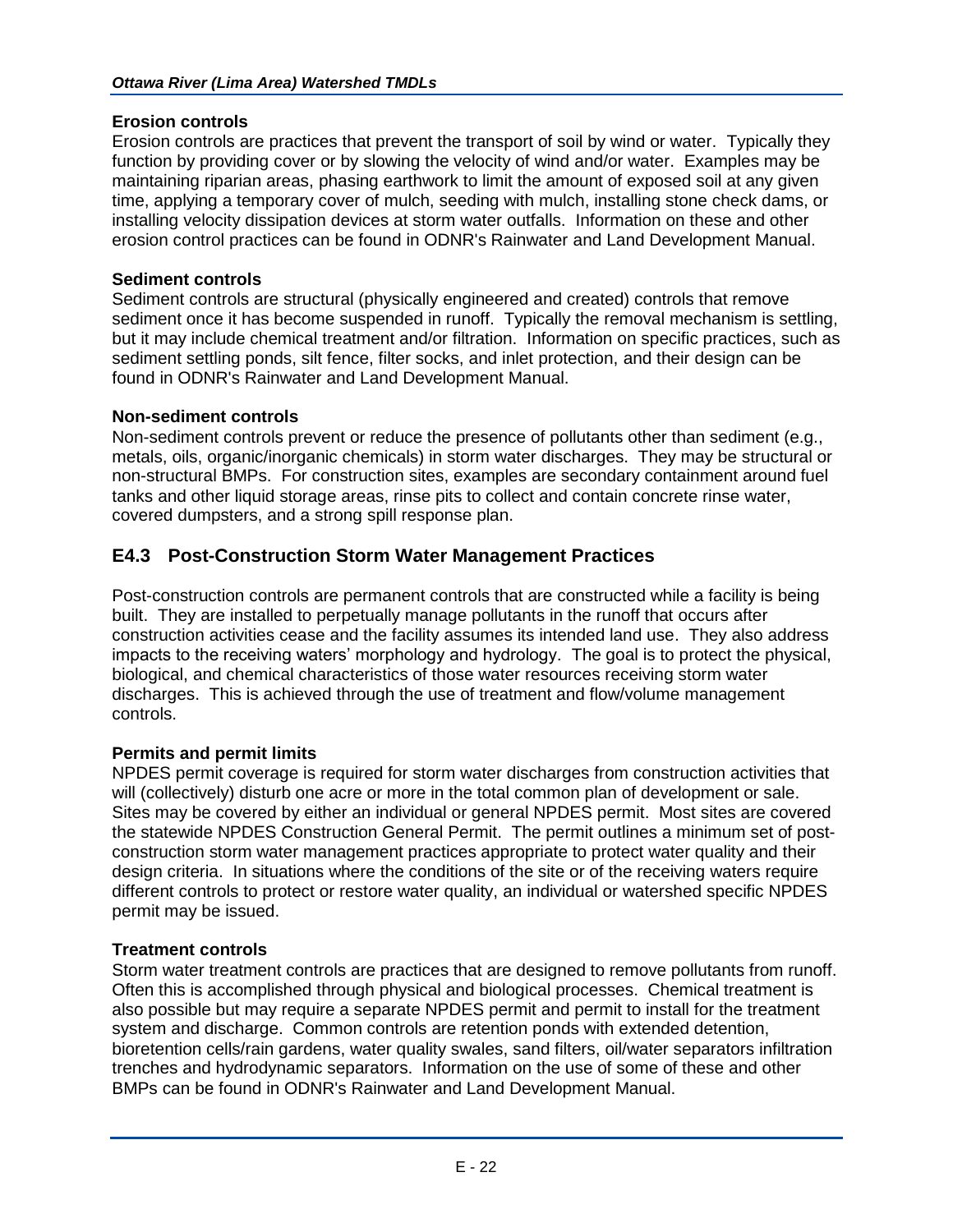**Erosion controls**
Erosion controls are practices that prevent the transport of soil by wind or water. Typically they function by providing cover or by slowing the velocity of wind and/or water. Examples may be maintaining riparian areas, phasing earthwork to limit the amount of exposed soil at any given time, applying a temporary cover of mulch, seeding with mulch, installing stone check dams, or installing velocity dissipation devices at storm water outfalls. Information on these and other erosion control practices can be found in ODNR's Rainwater and Land Development Manual.

**Sediment controls**
Sediment controls are structural (physically engineered and created) controls that remove sediment once it has become suspended in runoff. Typically the removal mechanism is settling, but it may include chemical treatment and/or filtration. Information on specific practices, such as sediment settling ponds, silt fence, filter socks, and inlet protection, and their design can be found in ODNR's Rainwater and Land Development Manual.

**Non-sediment controls**
Non-sediment controls prevent or reduce the presence of pollutants other than sediment (e.g., metals, oils, organic/inorganic chemicals) in storm water discharges. They may be structural or non-structural BMPs. For construction sites, examples are secondary containment around fuel tanks and other liquid storage areas, rinse pits to collect and contain concrete rinse water, covered dumpsters, and a strong spill response plan.

## E4.3 Post-Construction Storm Water Management Practices

Post-construction controls are permanent controls that are constructed while a facility is being built. They are installed to perpetually manage pollutants in the runoff that occurs after construction activities cease and the facility assumes its intended land use. They also address impacts to the receiving waters' morphology and hydrology. The goal is to protect the physical, biological, and chemical characteristics of those water resources receiving storm water discharges. This is achieved through the use of treatment and flow/volume management controls.

**Permits and permit limits**
NPDES permit coverage is required for storm water discharges from construction activities that will (collectively) disturb one acre or more in the total common plan of development or sale. Sites may be covered by either an individual or general NPDES permit. Most sites are covered the statewide NPDES Construction General Permit. The permit outlines a minimum set of post-construction storm water management practices appropriate to protect water quality and their design criteria. In situations where the conditions of the site or of the receiving waters require different controls to protect or restore water quality, an individual or watershed specific NPDES permit may be issued.

**Treatment controls**
Storm water treatment controls are practices that are designed to remove pollutants from runoff. Often this is accomplished through physical and biological processes. Chemical treatment is also possible but may require a separate NPDES permit and permit to install for the treatment system and discharge. Common controls are retention ponds with extended detention, bioretention cells/rain gardens, water quality swales, sand filters, oil/water separators infiltration trenches and hydrodynamic separators. Information on the use of some of these and other BMPs can be found in ODNR's Rainwater and Land Development Manual.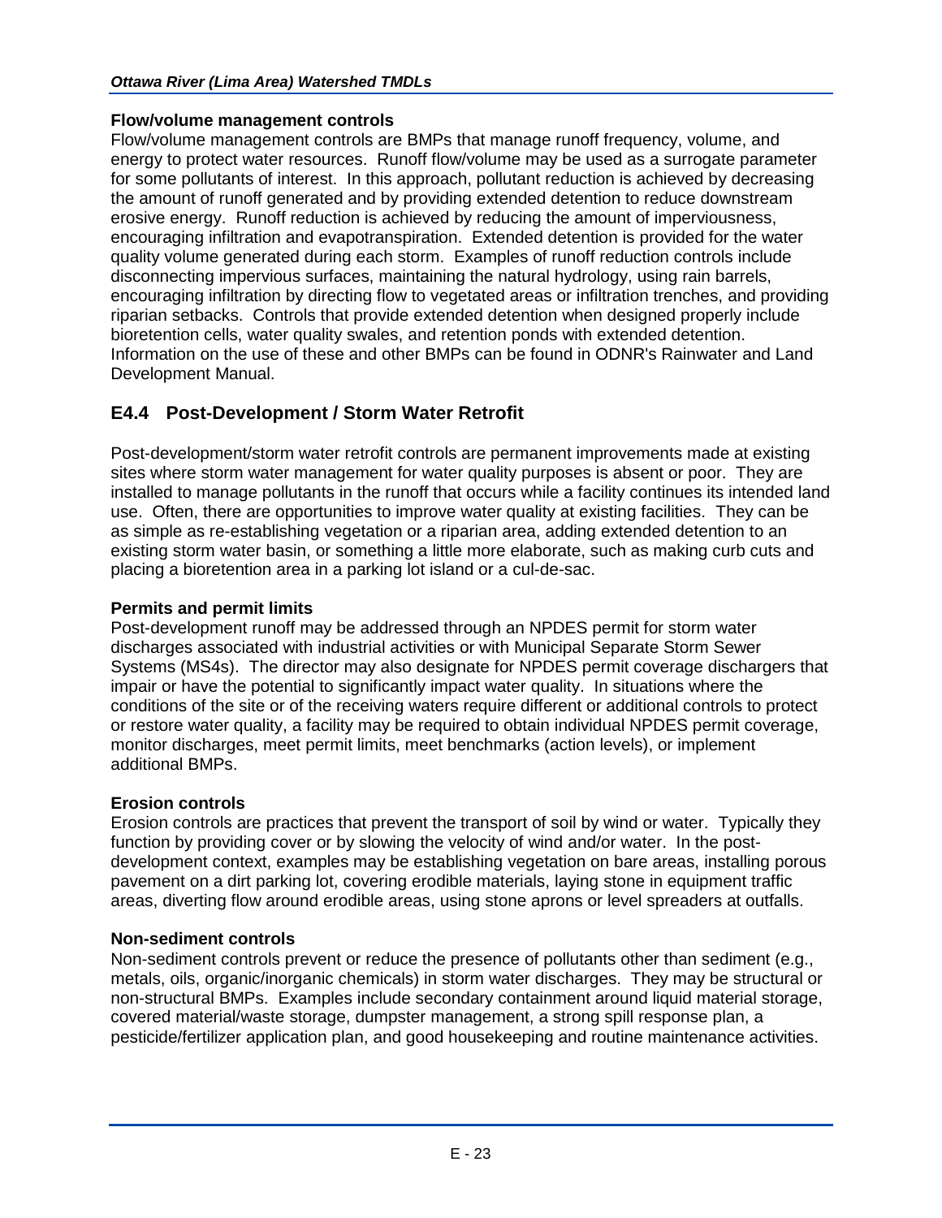**Flow/volume management controls**

Flow/volume management controls are BMPs that manage runoff frequency, volume, and energy to protect water resources. Runoff flow/volume may be used as a surrogate parameter for some pollutants of interest. In this approach, pollutant reduction is achieved by decreasing the amount of runoff generated and by providing extended detention to reduce downstream erosive energy. Runoff reduction is achieved by reducing the amount of imperviousness, encouraging infiltration and evapotranspiration. Extended detention is provided for the water quality volume generated during each storm. Examples of runoff reduction controls include disconnecting impervious surfaces, maintaining the natural hydrology, using rain barrels, encouraging infiltration by directing flow to vegetated areas or infiltration trenches, and providing riparian setbacks. Controls that provide extended detention when designed properly include bioretention cells, water quality swales, and retention ponds with extended detention. Information on the use of these and other BMPs can be found in ODNR's Rainwater and Land Development Manual.

## E4.4 Post-Development / Storm Water Retrofit

Post-development/storm water retrofit controls are permanent improvements made at existing sites where storm water management for water quality purposes is absent or poor. They are installed to manage pollutants in the runoff that occurs while a facility continues its intended land use. Often, there are opportunities to improve water quality at existing facilities. They can be as simple as re-establishing vegetation or a riparian area, adding extended detention to an existing storm water basin, or something a little more elaborate, such as making curb cuts and placing a bioretention area in a parking lot island or a cul-de-sac.

**Permits and permit limits**

Post-development runoff may be addressed through an NPDES permit for storm water discharges associated with industrial activities or with Municipal Separate Storm Sewer Systems (MS4s). The director may also designate for NPDES permit coverage dischargers that impair or have the potential to significantly impact water quality. In situations where the conditions of the site or of the receiving waters require different or additional controls to protect or restore water quality, a facility may be required to obtain individual NPDES permit coverage, monitor discharges, meet permit limits, meet benchmarks (action levels), or implement additional BMPs.

**Erosion controls**

Erosion controls are practices that prevent the transport of soil by wind or water. Typically they function by providing cover or by slowing the velocity of wind and/or water. In the post-development context, examples may be establishing vegetation on bare areas, installing porous pavement on a dirt parking lot, covering erodible materials, laying stone in equipment traffic areas, diverting flow around erodible areas, using stone aprons or level spreaders at outfalls.

**Non-sediment controls**

Non-sediment controls prevent or reduce the presence of pollutants other than sediment (e.g., metals, oils, organic/inorganic chemicals) in storm water discharges. They may be structural or non-structural BMPs. Examples include secondary containment around liquid material storage, covered material/waste storage, dumpster management, a strong spill response plan, a pesticide/fertilizer application plan, and good housekeeping and routine maintenance activities.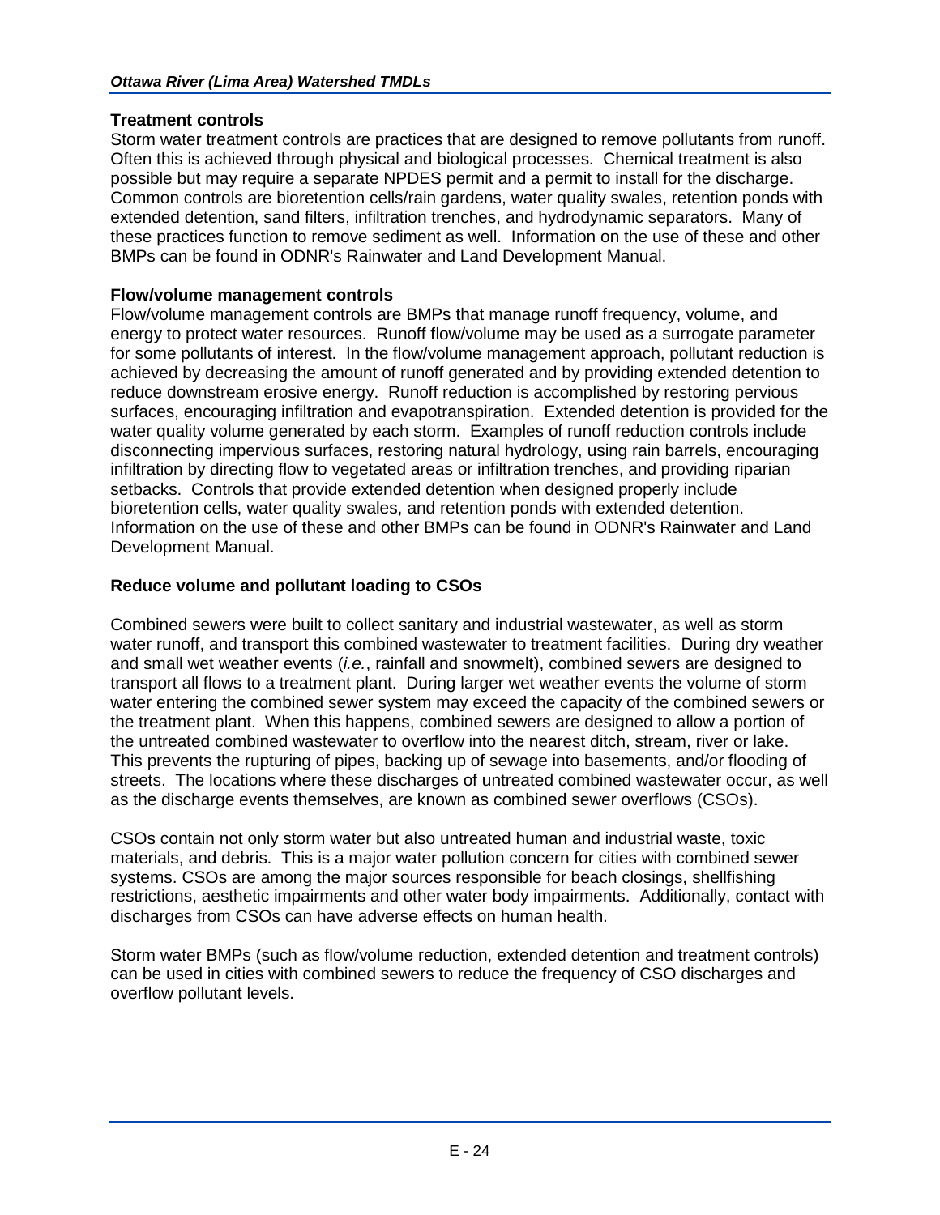**Treatment controls**

Storm water treatment controls are practices that are designed to remove pollutants from runoff. Often this is achieved through physical and biological processes. Chemical treatment is also possible but may require a separate NPDES permit and a permit to install for the discharge. Common controls are bioretention cells/rain gardens, water quality swales, retention ponds with extended detention, sand filters, infiltration trenches, and hydrodynamic separators. Many of these practices function to remove sediment as well. Information on the use of these and other BMPs can be found in ODNR's Rainwater and Land Development Manual.

**Flow/volume management controls**

Flow/volume management controls are BMPs that manage runoff frequency, volume, and energy to protect water resources. Runoff flow/volume may be used as a surrogate parameter for some pollutants of interest. In the flow/volume management approach, pollutant reduction is achieved by decreasing the amount of runoff generated and by providing extended detention to reduce downstream erosive energy. Runoff reduction is accomplished by restoring pervious surfaces, encouraging infiltration and evapotranspiration. Extended detention is provided for the water quality volume generated by each storm. Examples of runoff reduction controls include disconnecting impervious surfaces, restoring natural hydrology, using rain barrels, encouraging infiltration by directing flow to vegetated areas or infiltration trenches, and providing riparian setbacks. Controls that provide extended detention when designed properly include bioretention cells, water quality swales, and retention ponds with extended detention. Information on the use of these and other BMPs can be found in ODNR's Rainwater and Land Development Manual.

### Reduce volume and pollutant loading to CSOs

Combined sewers were built to collect sanitary and industrial wastewater, as well as storm water runoff, and transport this combined wastewater to treatment facilities. During dry weather and small wet weather events (*i.e.*, rainfall and snowmelt), combined sewers are designed to transport all flows to a treatment plant. During larger wet weather events the volume of storm water entering the combined sewer system may exceed the capacity of the combined sewers or the treatment plant. When this happens, combined sewers are designed to allow a portion of the untreated combined wastewater to overflow into the nearest ditch, stream, river or lake. This prevents the rupturing of pipes, backing up of sewage into basements, and/or flooding of streets. The locations where these discharges of untreated combined wastewater occur, as well as the discharge events themselves, are known as combined sewer overflows (CSOs).

CSOs contain not only storm water but also untreated human and industrial waste, toxic materials, and debris. This is a major water pollution concern for cities with combined sewer systems. CSOs are among the major sources responsible for beach closings, shellfishing restrictions, aesthetic impairments and other water body impairments. Additionally, contact with discharges from CSOs can have adverse effects on human health.

Storm water BMPs (such as flow/volume reduction, extended detention and treatment controls) can be used in cities with combined sewers to reduce the frequency of CSO discharges and overflow pollutant levels.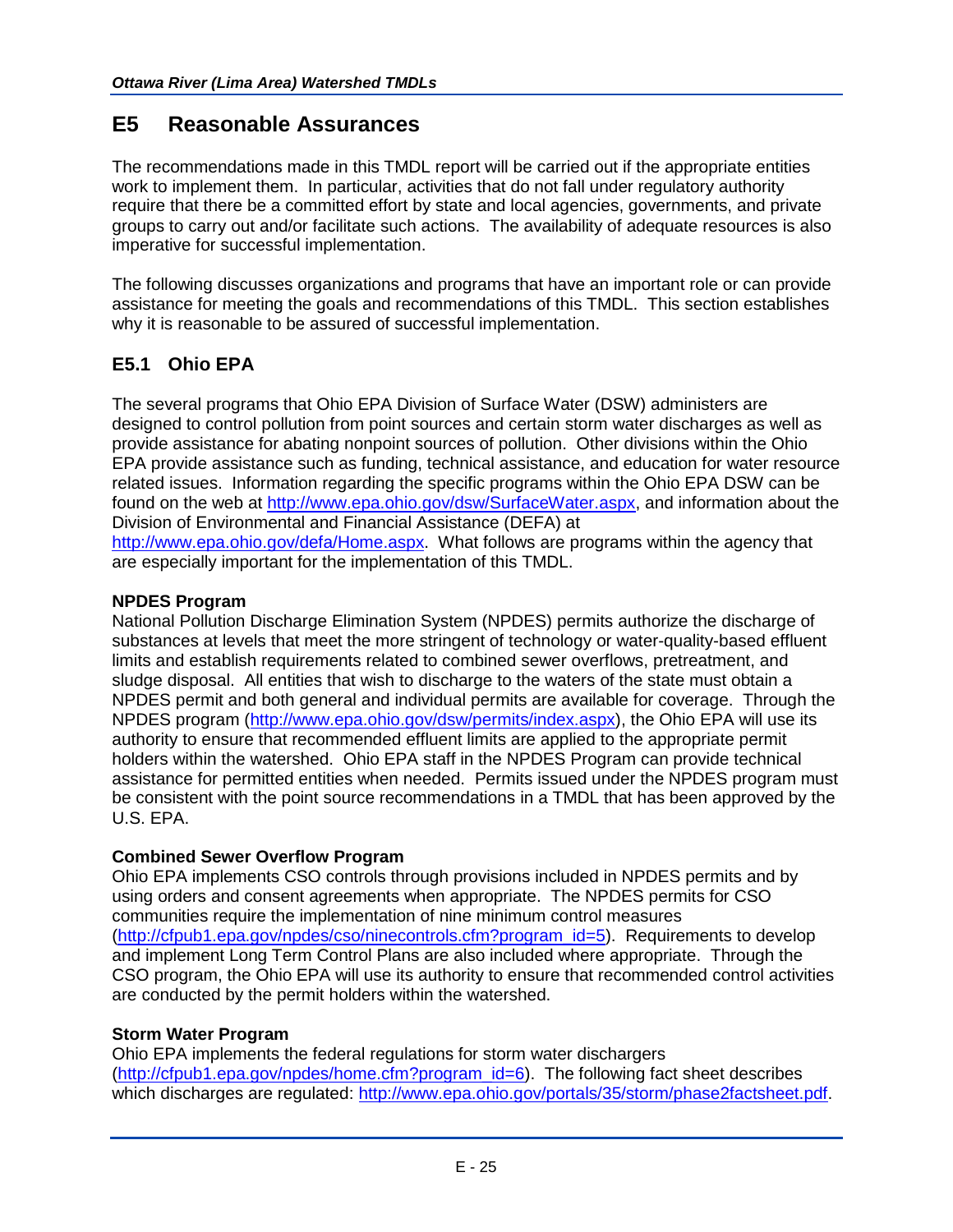# E5 Reasonable Assurances

The recommendations made in this TMDL report will be carried out if the appropriate entities work to implement them. In particular, activities that do not fall under regulatory authority require that there be a committed effort by state and local agencies, governments, and private groups to carry out and/or facilitate such actions. The availability of adequate resources is also imperative for successful implementation.

The following discusses organizations and programs that have an important role or can provide assistance for meeting the goals and recommendations of this TMDL. This section establishes why it is reasonable to be assured of successful implementation.

## E5.1 Ohio EPA

The several programs that Ohio EPA Division of Surface Water (DSW) administers are designed to control pollution from point sources and certain storm water discharges as well as provide assistance for abating nonpoint sources of pollution. Other divisions within the Ohio EPA provide assistance such as funding, technical assistance, and education for water resource related issues. Information regarding the specific programs within the Ohio EPA DSW can be found on the web at http://www.epa.ohio.gov/dsw/SurfaceWater.aspx, and information about the Division of Environmental and Financial Assistance (DEFA) at http://www.epa.ohio.gov/defa/Home.aspx. What follows are programs within the agency that are especially important for the implementation of this TMDL.

**NPDES Program**

National Pollution Discharge Elimination System (NPDES) permits authorize the discharge of substances at levels that meet the more stringent of technology or water-quality-based effluent limits and establish requirements related to combined sewer overflows, pretreatment, and sludge disposal. All entities that wish to discharge to the waters of the state must obtain a NPDES permit and both general and individual permits are available for coverage. Through the NPDES program (http://www.epa.ohio.gov/dsw/permits/index.aspx), the Ohio EPA will use its authority to ensure that recommended effluent limits are applied to the appropriate permit holders within the watershed. Ohio EPA staff in the NPDES Program can provide technical assistance for permitted entities when needed. Permits issued under the NPDES program must be consistent with the point source recommendations in a TMDL that has been approved by the U.S. EPA.

**Combined Sewer Overflow Program**

Ohio EPA implements CSO controls through provisions included in NPDES permits and by using orders and consent agreements when appropriate. The NPDES permits for CSO communities require the implementation of nine minimum control measures (http://cfpub1.epa.gov/npdes/cso/ninecontrols.cfm?program_id=5). Requirements to develop and implement Long Term Control Plans are also included where appropriate. Through the CSO program, the Ohio EPA will use its authority to ensure that recommended control activities are conducted by the permit holders within the watershed.

**Storm Water Program**

Ohio EPA implements the federal regulations for storm water dischargers (http://cfpub1.epa.gov/npdes/home.cfm?program_id=6). The following fact sheet describes which discharges are regulated: http://www.epa.ohio.gov/portals/35/storm/phase2factsheet.pdf.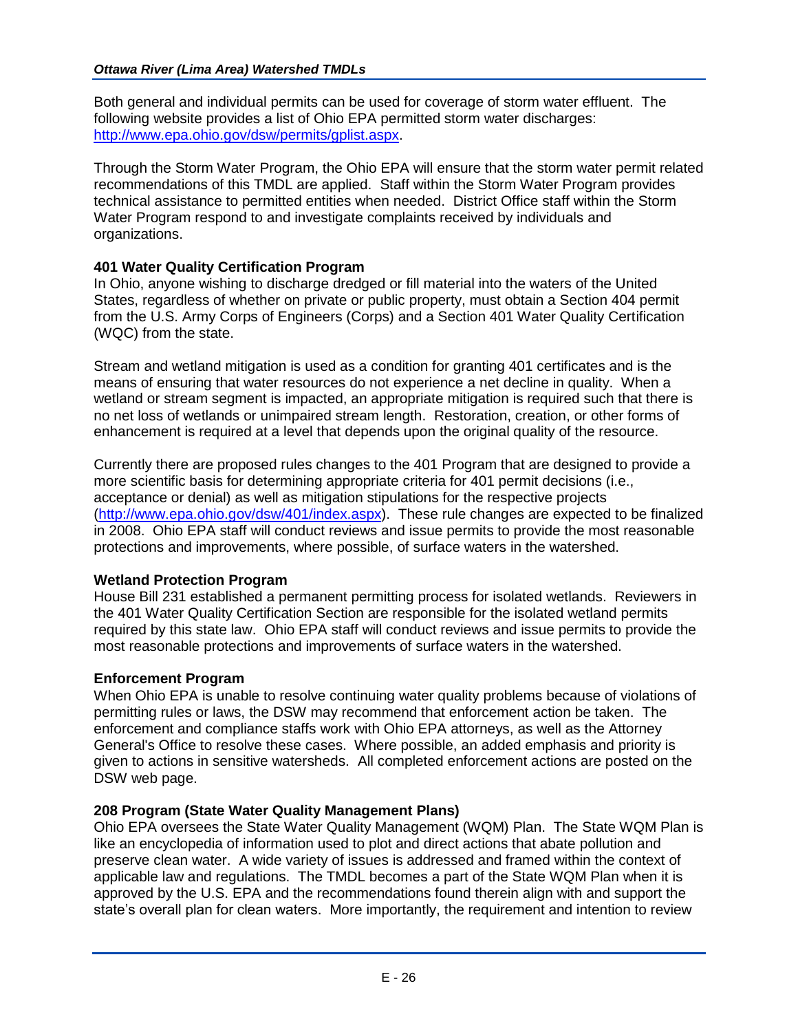Both general and individual permits can be used for coverage of storm water effluent. The following website provides a list of Ohio EPA permitted storm water discharges: http://www.epa.ohio.gov/dsw/permits/gplist.aspx.

Through the Storm Water Program, the Ohio EPA will ensure that the storm water permit related recommendations of this TMDL are applied. Staff within the Storm Water Program provides technical assistance to permitted entities when needed. District Office staff within the Storm Water Program respond to and investigate complaints received by individuals and organizations.

**401 Water Quality Certification Program**

In Ohio, anyone wishing to discharge dredged or fill material into the waters of the United States, regardless of whether on private or public property, must obtain a Section 404 permit from the U.S. Army Corps of Engineers (Corps) and a Section 401 Water Quality Certification (WQC) from the state.

Stream and wetland mitigation is used as a condition for granting 401 certificates and is the means of ensuring that water resources do not experience a net decline in quality. When a wetland or stream segment is impacted, an appropriate mitigation is required such that there is no net loss of wetlands or unimpaired stream length. Restoration, creation, or other forms of enhancement is required at a level that depends upon the original quality of the resource.

Currently there are proposed rules changes to the 401 Program that are designed to provide a more scientific basis for determining appropriate criteria for 401 permit decisions (i.e., acceptance or denial) as well as mitigation stipulations for the respective projects (http://www.epa.ohio.gov/dsw/401/index.aspx). These rule changes are expected to be finalized in 2008. Ohio EPA staff will conduct reviews and issue permits to provide the most reasonable protections and improvements, where possible, of surface waters in the watershed.

**Wetland Protection Program**

House Bill 231 established a permanent permitting process for isolated wetlands. Reviewers in the 401 Water Quality Certification Section are responsible for the isolated wetland permits required by this state law. Ohio EPA staff will conduct reviews and issue permits to provide the most reasonable protections and improvements of surface waters in the watershed.

**Enforcement Program**

When Ohio EPA is unable to resolve continuing water quality problems because of violations of permitting rules or laws, the DSW may recommend that enforcement action be taken. The enforcement and compliance staffs work with Ohio EPA attorneys, as well as the Attorney General's Office to resolve these cases. Where possible, an added emphasis and priority is given to actions in sensitive watersheds. All completed enforcement actions are posted on the DSW web page.

**208 Program (State Water Quality Management Plans)**

Ohio EPA oversees the State Water Quality Management (WQM) Plan. The State WQM Plan is like an encyclopedia of information used to plot and direct actions that abate pollution and preserve clean water. A wide variety of issues is addressed and framed within the context of applicable law and regulations. The TMDL becomes a part of the State WQM Plan when it is approved by the U.S. EPA and the recommendations found therein align with and support the state's overall plan for clean waters. More importantly, the requirement and intention to review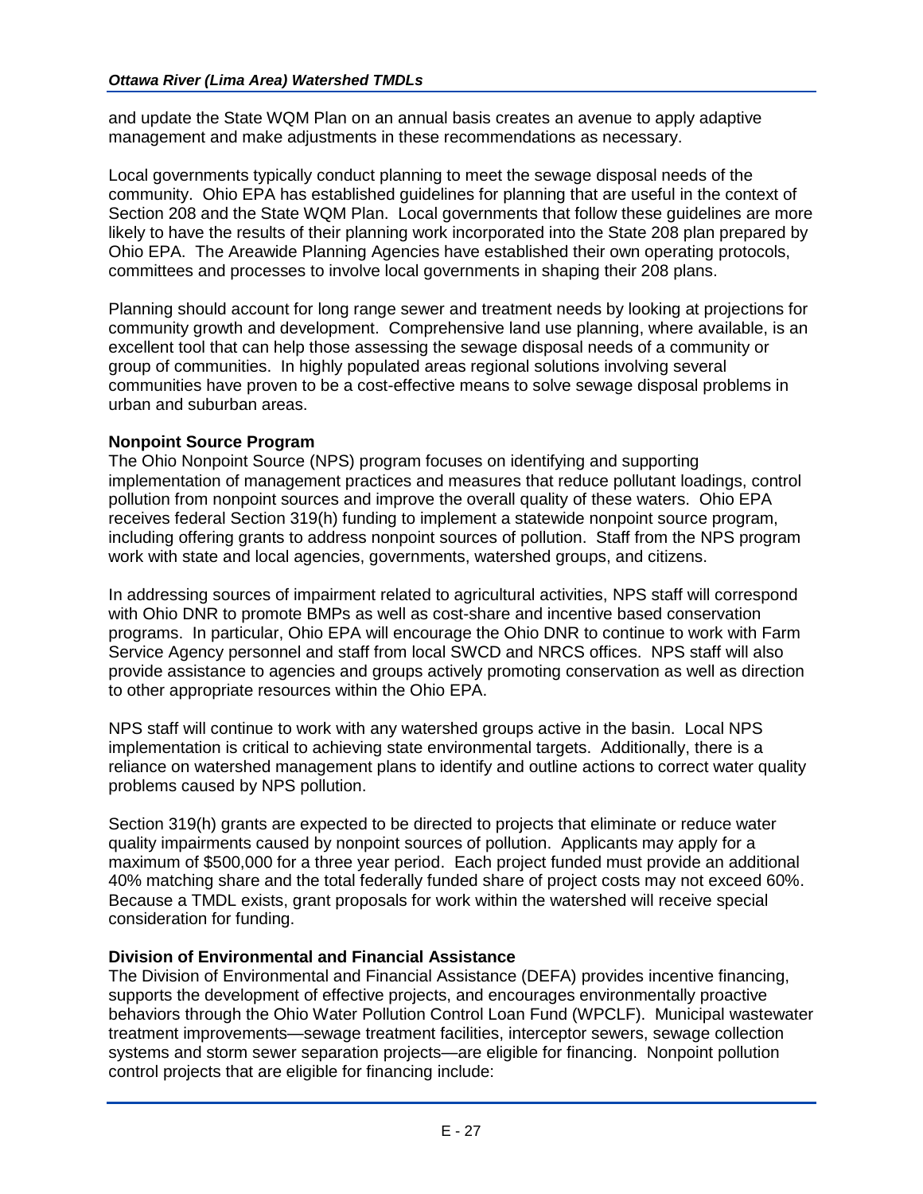and update the State WQM Plan on an annual basis creates an avenue to apply adaptive management and make adjustments in these recommendations as necessary.

Local governments typically conduct planning to meet the sewage disposal needs of the community. Ohio EPA has established guidelines for planning that are useful in the context of Section 208 and the State WQM Plan. Local governments that follow these guidelines are more likely to have the results of their planning work incorporated into the State 208 plan prepared by Ohio EPA. The Areawide Planning Agencies have established their own operating protocols, committees and processes to involve local governments in shaping their 208 plans.

Planning should account for long range sewer and treatment needs by looking at projections for community growth and development. Comprehensive land use planning, where available, is an excellent tool that can help those assessing the sewage disposal needs of a community or group of communities. In highly populated areas regional solutions involving several communities have proven to be a cost-effective means to solve sewage disposal problems in urban and suburban areas.

**Nonpoint Source Program**

The Ohio Nonpoint Source (NPS) program focuses on identifying and supporting implementation of management practices and measures that reduce pollutant loadings, control pollution from nonpoint sources and improve the overall quality of these waters. Ohio EPA receives federal Section 319(h) funding to implement a statewide nonpoint source program, including offering grants to address nonpoint sources of pollution. Staff from the NPS program work with state and local agencies, governments, watershed groups, and citizens.

In addressing sources of impairment related to agricultural activities, NPS staff will correspond with Ohio DNR to promote BMPs as well as cost-share and incentive based conservation programs. In particular, Ohio EPA will encourage the Ohio DNR to continue to work with Farm Service Agency personnel and staff from local SWCD and NRCS offices. NPS staff will also provide assistance to agencies and groups actively promoting conservation as well as direction to other appropriate resources within the Ohio EPA.

NPS staff will continue to work with any watershed groups active in the basin. Local NPS implementation is critical to achieving state environmental targets. Additionally, there is a reliance on watershed management plans to identify and outline actions to correct water quality problems caused by NPS pollution.

Section 319(h) grants are expected to be directed to projects that eliminate or reduce water quality impairments caused by nonpoint sources of pollution. Applicants may apply for a maximum of $500,000 for a three year period. Each project funded must provide an additional 40% matching share and the total federally funded share of project costs may not exceed 60%. Because a TMDL exists, grant proposals for work within the watershed will receive special consideration for funding.

**Division of Environmental and Financial Assistance**

The Division of Environmental and Financial Assistance (DEFA) provides incentive financing, supports the development of effective projects, and encourages environmentally proactive behaviors through the Ohio Water Pollution Control Loan Fund (WPCLF). Municipal wastewater treatment improvements—sewage treatment facilities, interceptor sewers, sewage collection systems and storm sewer separation projects—are eligible for financing. Nonpoint pollution control projects that are eligible for financing include: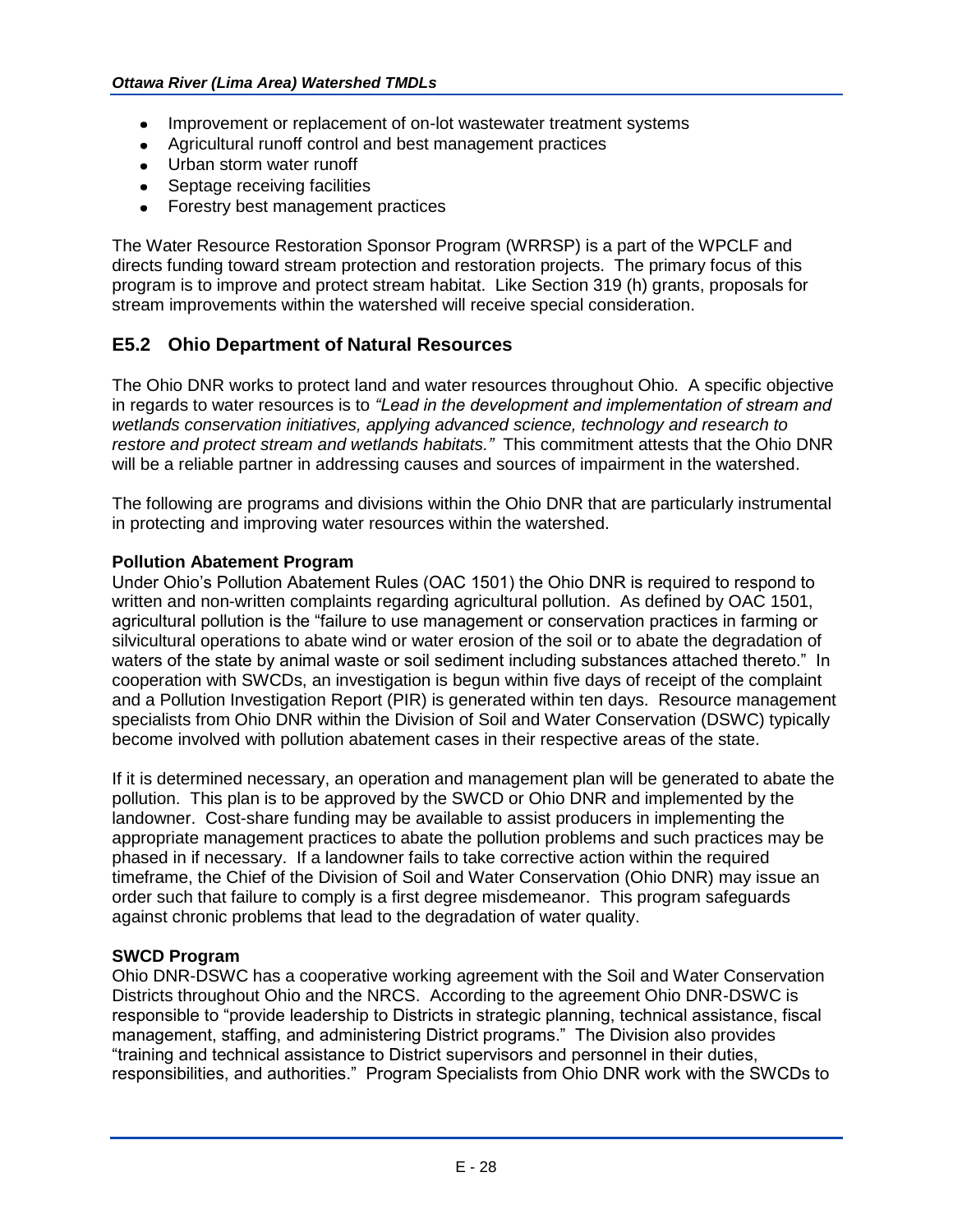- Improvement or replacement of on-lot wastewater treatment systems
- Agricultural runoff control and best management practices
- Urban storm water runoff
- Septage receiving facilities
- Forestry best management practices

The Water Resource Restoration Sponsor Program (WRRSP) is a part of the WPCLF and directs funding toward stream protection and restoration projects. The primary focus of this program is to improve and protect stream habitat. Like Section 319 (h) grants, proposals for stream improvements within the watershed will receive special consideration.

## E5.2 Ohio Department of Natural Resources

The Ohio DNR works to protect land and water resources throughout Ohio. A specific objective in regards to water resources is to *"Lead in the development and implementation of stream and wetlands conservation initiatives, applying advanced science, technology and research to restore and protect stream and wetlands habitats."* This commitment attests that the Ohio DNR will be a reliable partner in addressing causes and sources of impairment in the watershed.

The following are programs and divisions within the Ohio DNR that are particularly instrumental in protecting and improving water resources within the watershed.

**Pollution Abatement Program**

Under Ohio's Pollution Abatement Rules (OAC 1501) the Ohio DNR is required to respond to written and non-written complaints regarding agricultural pollution. As defined by OAC 1501, agricultural pollution is the "failure to use management or conservation practices in farming or silvicultural operations to abate wind or water erosion of the soil or to abate the degradation of waters of the state by animal waste or soil sediment including substances attached thereto." In cooperation with SWCDs, an investigation is begun within five days of receipt of the complaint and a Pollution Investigation Report (PIR) is generated within ten days. Resource management specialists from Ohio DNR within the Division of Soil and Water Conservation (DSWC) typically become involved with pollution abatement cases in their respective areas of the state.

If it is determined necessary, an operation and management plan will be generated to abate the pollution. This plan is to be approved by the SWCD or Ohio DNR and implemented by the landowner. Cost-share funding may be available to assist producers in implementing the appropriate management practices to abate the pollution problems and such practices may be phased in if necessary. If a landowner fails to take corrective action within the required timeframe, the Chief of the Division of Soil and Water Conservation (Ohio DNR) may issue an order such that failure to comply is a first degree misdemeanor. This program safeguards against chronic problems that lead to the degradation of water quality.

**SWCD Program**

Ohio DNR-DSWC has a cooperative working agreement with the Soil and Water Conservation Districts throughout Ohio and the NRCS. According to the agreement Ohio DNR-DSWC is responsible to "provide leadership to Districts in strategic planning, technical assistance, fiscal management, staffing, and administering District programs." The Division also provides "training and technical assistance to District supervisors and personnel in their duties, responsibilities, and authorities." Program Specialists from Ohio DNR work with the SWCDs to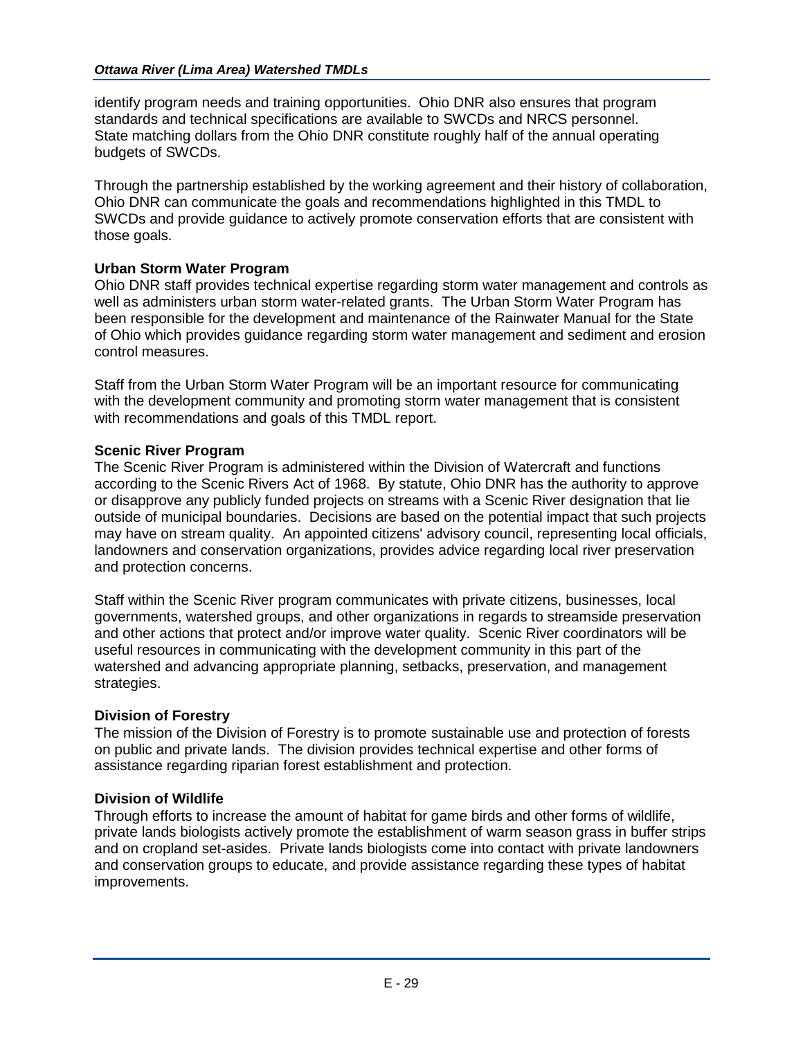identify program needs and training opportunities. Ohio DNR also ensures that program standards and technical specifications are available to SWCDs and NRCS personnel. State matching dollars from the Ohio DNR constitute roughly half of the annual operating budgets of SWCDs.

Through the partnership established by the working agreement and their history of collaboration, Ohio DNR can communicate the goals and recommendations highlighted in this TMDL to SWCDs and provide guidance to actively promote conservation efforts that are consistent with those goals.

**Urban Storm Water Program**

Ohio DNR staff provides technical expertise regarding storm water management and controls as well as administers urban storm water-related grants. The Urban Storm Water Program has been responsible for the development and maintenance of the Rainwater Manual for the State of Ohio which provides guidance regarding storm water management and sediment and erosion control measures.

Staff from the Urban Storm Water Program will be an important resource for communicating with the development community and promoting storm water management that is consistent with recommendations and goals of this TMDL report.

**Scenic River Program**

The Scenic River Program is administered within the Division of Watercraft and functions according to the Scenic Rivers Act of 1968. By statute, Ohio DNR has the authority to approve or disapprove any publicly funded projects on streams with a Scenic River designation that lie outside of municipal boundaries. Decisions are based on the potential impact that such projects may have on stream quality. An appointed citizens' advisory council, representing local officials, landowners and conservation organizations, provides advice regarding local river preservation and protection concerns.

Staff within the Scenic River program communicates with private citizens, businesses, local governments, watershed groups, and other organizations in regards to streamside preservation and other actions that protect and/or improve water quality. Scenic River coordinators will be useful resources in communicating with the development community in this part of the watershed and advancing appropriate planning, setbacks, preservation, and management strategies.

**Division of Forestry**

The mission of the Division of Forestry is to promote sustainable use and protection of forests on public and private lands. The division provides technical expertise and other forms of assistance regarding riparian forest establishment and protection.

**Division of Wildlife**

Through efforts to increase the amount of habitat for game birds and other forms of wildlife, private lands biologists actively promote the establishment of warm season grass in buffer strips and on cropland set-asides. Private lands biologists come into contact with private landowners and conservation groups to educate, and provide assistance regarding these types of habitat improvements.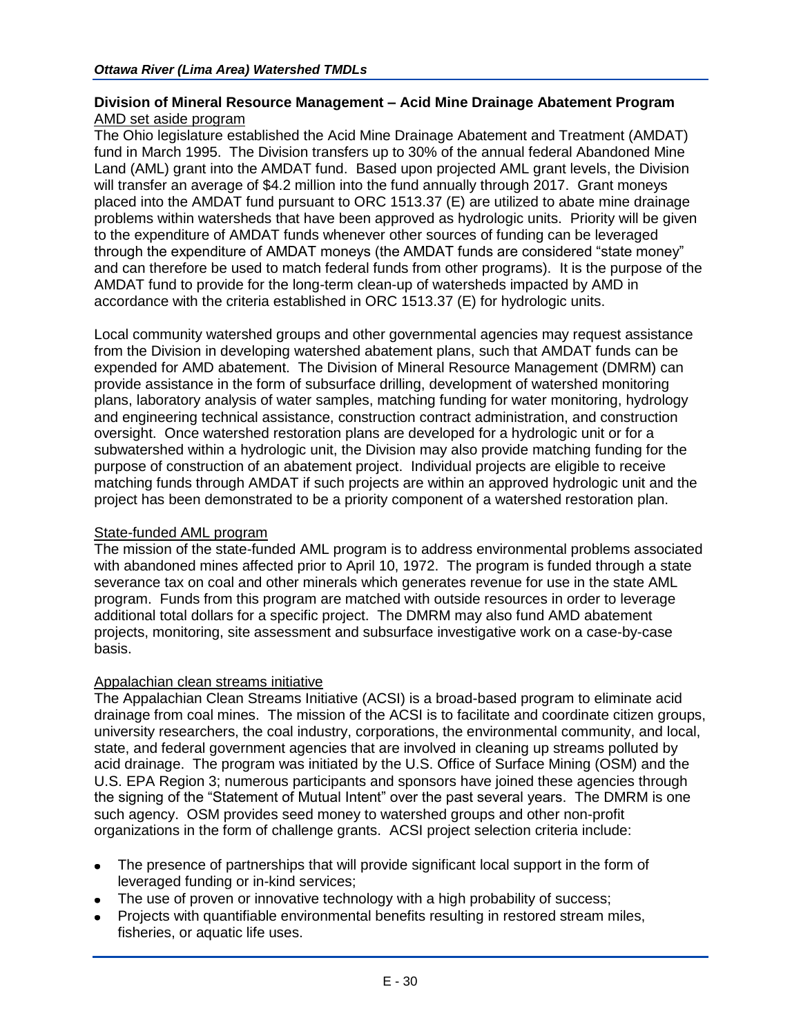## Division of Mineral Resource Management – Acid Mine Drainage Abatement Program

AMD set aside program

The Ohio legislature established the Acid Mine Drainage Abatement and Treatment (AMDAT) fund in March 1995. The Division transfers up to 30% of the annual federal Abandoned Mine Land (AML) grant into the AMDAT fund. Based upon projected AML grant levels, the Division will transfer an average of $4.2 million into the fund annually through 2017. Grant moneys placed into the AMDAT fund pursuant to ORC 1513.37 (E) are utilized to abate mine drainage problems within watersheds that have been approved as hydrologic units. Priority will be given to the expenditure of AMDAT funds whenever other sources of funding can be leveraged through the expenditure of AMDAT moneys (the AMDAT funds are considered "state money" and can therefore be used to match federal funds from other programs). It is the purpose of the AMDAT fund to provide for the long-term clean-up of watersheds impacted by AMD in accordance with the criteria established in ORC 1513.37 (E) for hydrologic units.

Local community watershed groups and other governmental agencies may request assistance from the Division in developing watershed abatement plans, such that AMDAT funds can be expended for AMD abatement. The Division of Mineral Resource Management (DMRM) can provide assistance in the form of subsurface drilling, development of watershed monitoring plans, laboratory analysis of water samples, matching funding for water monitoring, hydrology and engineering technical assistance, construction contract administration, and construction oversight. Once watershed restoration plans are developed for a hydrologic unit or for a subwatershed within a hydrologic unit, the Division may also provide matching funding for the purpose of construction of an abatement project. Individual projects are eligible to receive matching funds through AMDAT if such projects are within an approved hydrologic unit and the project has been demonstrated to be a priority component of a watershed restoration plan.

State-funded AML program

The mission of the state-funded AML program is to address environmental problems associated with abandoned mines affected prior to April 10, 1972. The program is funded through a state severance tax on coal and other minerals which generates revenue for use in the state AML program. Funds from this program are matched with outside resources in order to leverage additional total dollars for a specific project. The DMRM may also fund AMD abatement projects, monitoring, site assessment and subsurface investigative work on a case-by-case basis.

Appalachian clean streams initiative

The Appalachian Clean Streams Initiative (ACSI) is a broad-based program to eliminate acid drainage from coal mines. The mission of the ACSI is to facilitate and coordinate citizen groups, university researchers, the coal industry, corporations, the environmental community, and local, state, and federal government agencies that are involved in cleaning up streams polluted by acid drainage. The program was initiated by the U.S. Office of Surface Mining (OSM) and the U.S. EPA Region 3; numerous participants and sponsors have joined these agencies through the signing of the "Statement of Mutual Intent" over the past several years. The DMRM is one such agency. OSM provides seed money to watershed groups and other non-profit organizations in the form of challenge grants. ACSI project selection criteria include:

- The presence of partnerships that will provide significant local support in the form of leveraged funding or in-kind services;
- The use of proven or innovative technology with a high probability of success;
- Projects with quantifiable environmental benefits resulting in restored stream miles, fisheries, or aquatic life uses.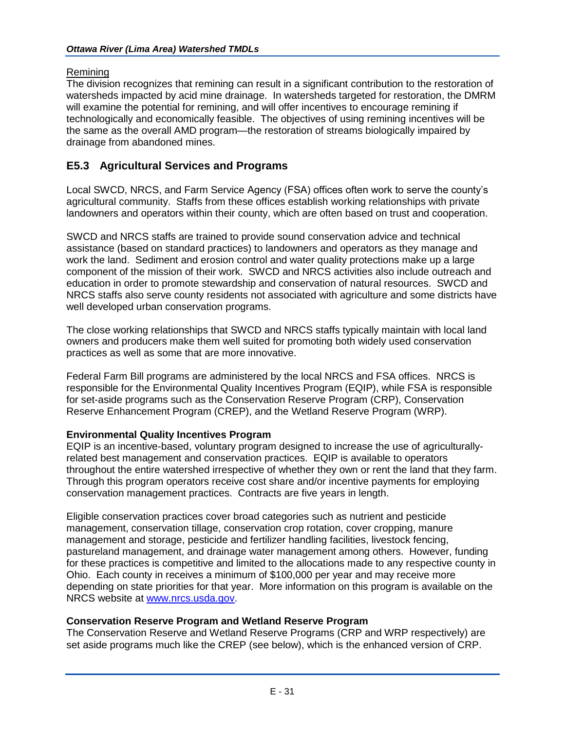Remining

The division recognizes that remining can result in a significant contribution to the restoration of watersheds impacted by acid mine drainage. In watersheds targeted for restoration, the DMRM will examine the potential for remining, and will offer incentives to encourage remining if technologically and economically feasible. The objectives of using remining incentives will be the same as the overall AMD program—the restoration of streams biologically impaired by drainage from abandoned mines.

## E5.3 Agricultural Services and Programs

Local SWCD, NRCS, and Farm Service Agency (FSA) offices often work to serve the county's agricultural community. Staffs from these offices establish working relationships with private landowners and operators within their county, which are often based on trust and cooperation.

SWCD and NRCS staffs are trained to provide sound conservation advice and technical assistance (based on standard practices) to landowners and operators as they manage and work the land. Sediment and erosion control and water quality protections make up a large component of the mission of their work. SWCD and NRCS activities also include outreach and education in order to promote stewardship and conservation of natural resources. SWCD and NRCS staffs also serve county residents not associated with agriculture and some districts have well developed urban conservation programs.

The close working relationships that SWCD and NRCS staffs typically maintain with local land owners and producers make them well suited for promoting both widely used conservation practices as well as some that are more innovative.

Federal Farm Bill programs are administered by the local NRCS and FSA offices. NRCS is responsible for the Environmental Quality Incentives Program (EQIP), while FSA is responsible for set-aside programs such as the Conservation Reserve Program (CRP), Conservation Reserve Enhancement Program (CREP), and the Wetland Reserve Program (WRP).

**Environmental Quality Incentives Program**

EQIP is an incentive-based, voluntary program designed to increase the use of agriculturally-related best management and conservation practices. EQIP is available to operators throughout the entire watershed irrespective of whether they own or rent the land that they farm. Through this program operators receive cost share and/or incentive payments for employing conservation management practices. Contracts are five years in length.

Eligible conservation practices cover broad categories such as nutrient and pesticide management, conservation tillage, conservation crop rotation, cover cropping, manure management and storage, pesticide and fertilizer handling facilities, livestock fencing, pastureland management, and drainage water management among others. However, funding for these practices is competitive and limited to the allocations made to any respective county in Ohio. Each county in receives a minimum of $100,000 per year and may receive more depending on state priorities for that year. More information on this program is available on the NRCS website at [www.nrcs.usda.gov](http://www.nrcs.usda.gov).

**Conservation Reserve Program and Wetland Reserve Program**

The Conservation Reserve and Wetland Reserve Programs (CRP and WRP respectively) are set aside programs much like the CREP (see below), which is the enhanced version of CRP.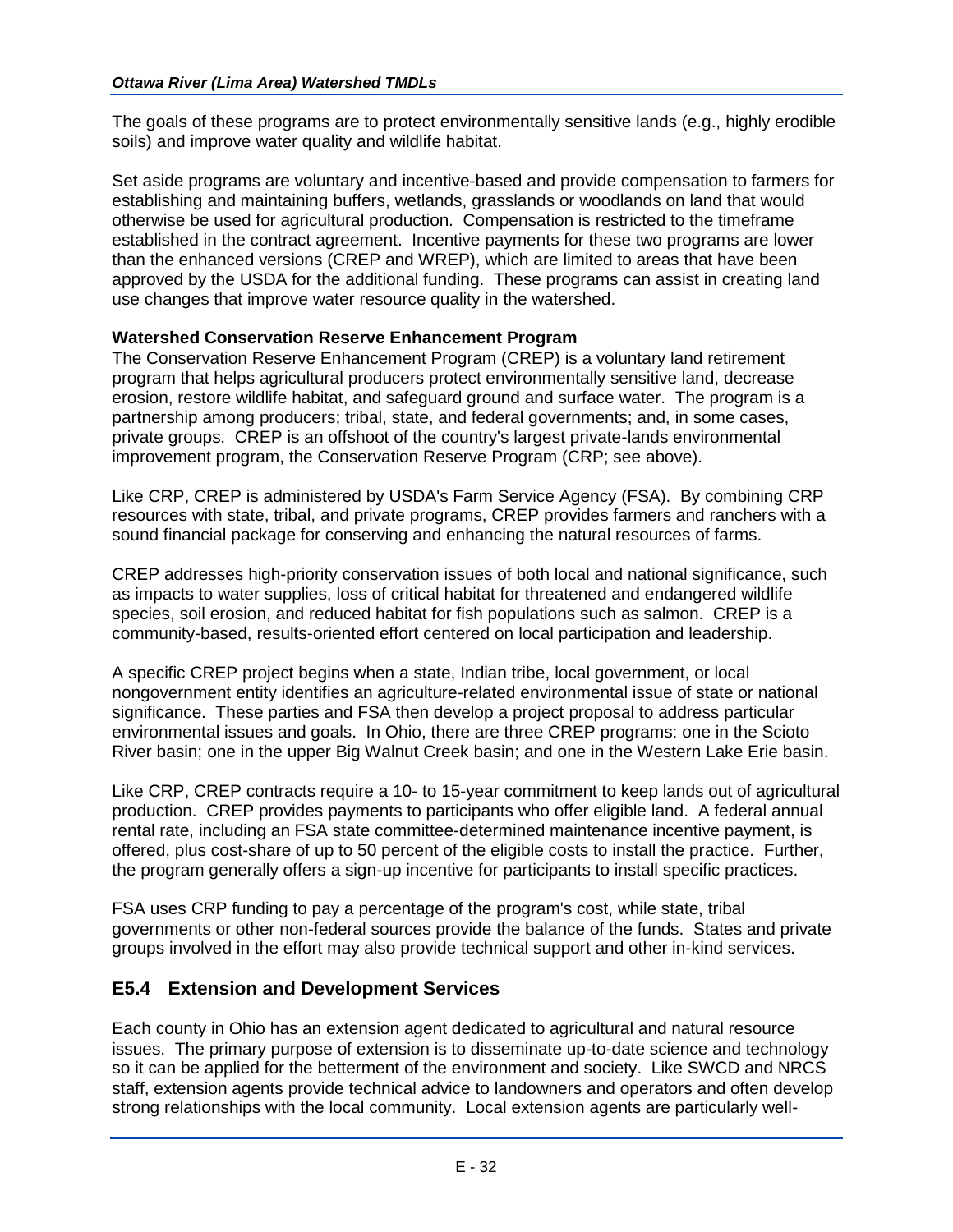The goals of these programs are to protect environmentally sensitive lands (e.g., highly erodible soils) and improve water quality and wildlife habitat.

Set aside programs are voluntary and incentive-based and provide compensation to farmers for establishing and maintaining buffers, wetlands, grasslands or woodlands on land that would otherwise be used for agricultural production. Compensation is restricted to the timeframe established in the contract agreement. Incentive payments for these two programs are lower than the enhanced versions (CREP and WREP), which are limited to areas that have been approved by the USDA for the additional funding. These programs can assist in creating land use changes that improve water resource quality in the watershed.

**Watershed Conservation Reserve Enhancement Program**

The Conservation Reserve Enhancement Program (CREP) is a voluntary land retirement program that helps agricultural producers protect environmentally sensitive land, decrease erosion, restore wildlife habitat, and safeguard ground and surface water. The program is a partnership among producers; tribal, state, and federal governments; and, in some cases, private groups. CREP is an offshoot of the country's largest private-lands environmental improvement program, the Conservation Reserve Program (CRP; see above).

Like CRP, CREP is administered by USDA's Farm Service Agency (FSA). By combining CRP resources with state, tribal, and private programs, CREP provides farmers and ranchers with a sound financial package for conserving and enhancing the natural resources of farms.

CREP addresses high-priority conservation issues of both local and national significance, such as impacts to water supplies, loss of critical habitat for threatened and endangered wildlife species, soil erosion, and reduced habitat for fish populations such as salmon. CREP is a community-based, results-oriented effort centered on local participation and leadership.

A specific CREP project begins when a state, Indian tribe, local government, or local nongovernment entity identifies an agriculture-related environmental issue of state or national significance. These parties and FSA then develop a project proposal to address particular environmental issues and goals. In Ohio, there are three CREP programs: one in the Scioto River basin; one in the upper Big Walnut Creek basin; and one in the Western Lake Erie basin.

Like CRP, CREP contracts require a 10- to 15-year commitment to keep lands out of agricultural production. CREP provides payments to participants who offer eligible land. A federal annual rental rate, including an FSA state committee-determined maintenance incentive payment, is offered, plus cost-share of up to 50 percent of the eligible costs to install the practice. Further, the program generally offers a sign-up incentive for participants to install specific practices.

FSA uses CRP funding to pay a percentage of the program's cost, while state, tribal governments or other non-federal sources provide the balance of the funds. States and private groups involved in the effort may also provide technical support and other in-kind services.

## E5.4 Extension and Development Services

Each county in Ohio has an extension agent dedicated to agricultural and natural resource issues. The primary purpose of extension is to disseminate up-to-date science and technology so it can be applied for the betterment of the environment and society. Like SWCD and NRCS staff, extension agents provide technical advice to landowners and operators and often develop strong relationships with the local community. Local extension agents are particularly well-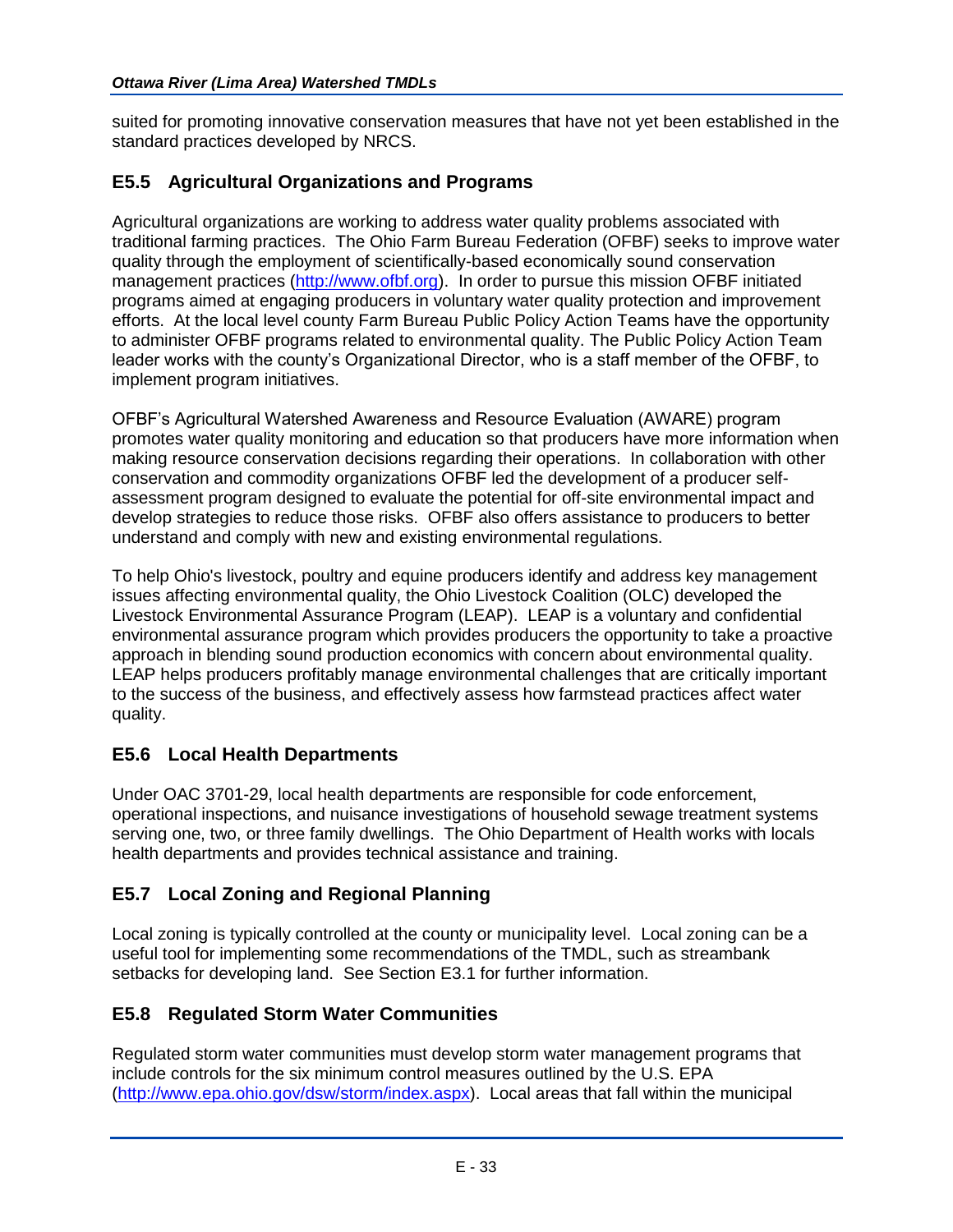suited for promoting innovative conservation measures that have not yet been established in the standard practices developed by NRCS.

## E5.5 Agricultural Organizations and Programs

Agricultural organizations are working to address water quality problems associated with traditional farming practices. The Ohio Farm Bureau Federation (OFBF) seeks to improve water quality through the employment of scientifically-based economically sound conservation management practices (http://www.ofbf.org). In order to pursue this mission OFBF initiated programs aimed at engaging producers in voluntary water quality protection and improvement efforts. At the local level county Farm Bureau Public Policy Action Teams have the opportunity to administer OFBF programs related to environmental quality. The Public Policy Action Team leader works with the county's Organizational Director, who is a staff member of the OFBF, to implement program initiatives.

OFBF's Agricultural Watershed Awareness and Resource Evaluation (AWARE) program promotes water quality monitoring and education so that producers have more information when making resource conservation decisions regarding their operations. In collaboration with other conservation and commodity organizations OFBF led the development of a producer self-assessment program designed to evaluate the potential for off-site environmental impact and develop strategies to reduce those risks. OFBF also offers assistance to producers to better understand and comply with new and existing environmental regulations.

To help Ohio's livestock, poultry and equine producers identify and address key management issues affecting environmental quality, the Ohio Livestock Coalition (OLC) developed the Livestock Environmental Assurance Program (LEAP). LEAP is a voluntary and confidential environmental assurance program which provides producers the opportunity to take a proactive approach in blending sound production economics with concern about environmental quality. LEAP helps producers profitably manage environmental challenges that are critically important to the success of the business, and effectively assess how farmstead practices affect water quality.

## E5.6 Local Health Departments

Under OAC 3701-29, local health departments are responsible for code enforcement, operational inspections, and nuisance investigations of household sewage treatment systems serving one, two, or three family dwellings. The Ohio Department of Health works with locals health departments and provides technical assistance and training.

## E5.7 Local Zoning and Regional Planning

Local zoning is typically controlled at the county or municipality level. Local zoning can be a useful tool for implementing some recommendations of the TMDL, such as streambank setbacks for developing land. See Section E3.1 for further information.

## E5.8 Regulated Storm Water Communities

Regulated storm water communities must develop storm water management programs that include controls for the six minimum control measures outlined by the U.S. EPA (http://www.epa.ohio.gov/dsw/storm/index.aspx). Local areas that fall within the municipal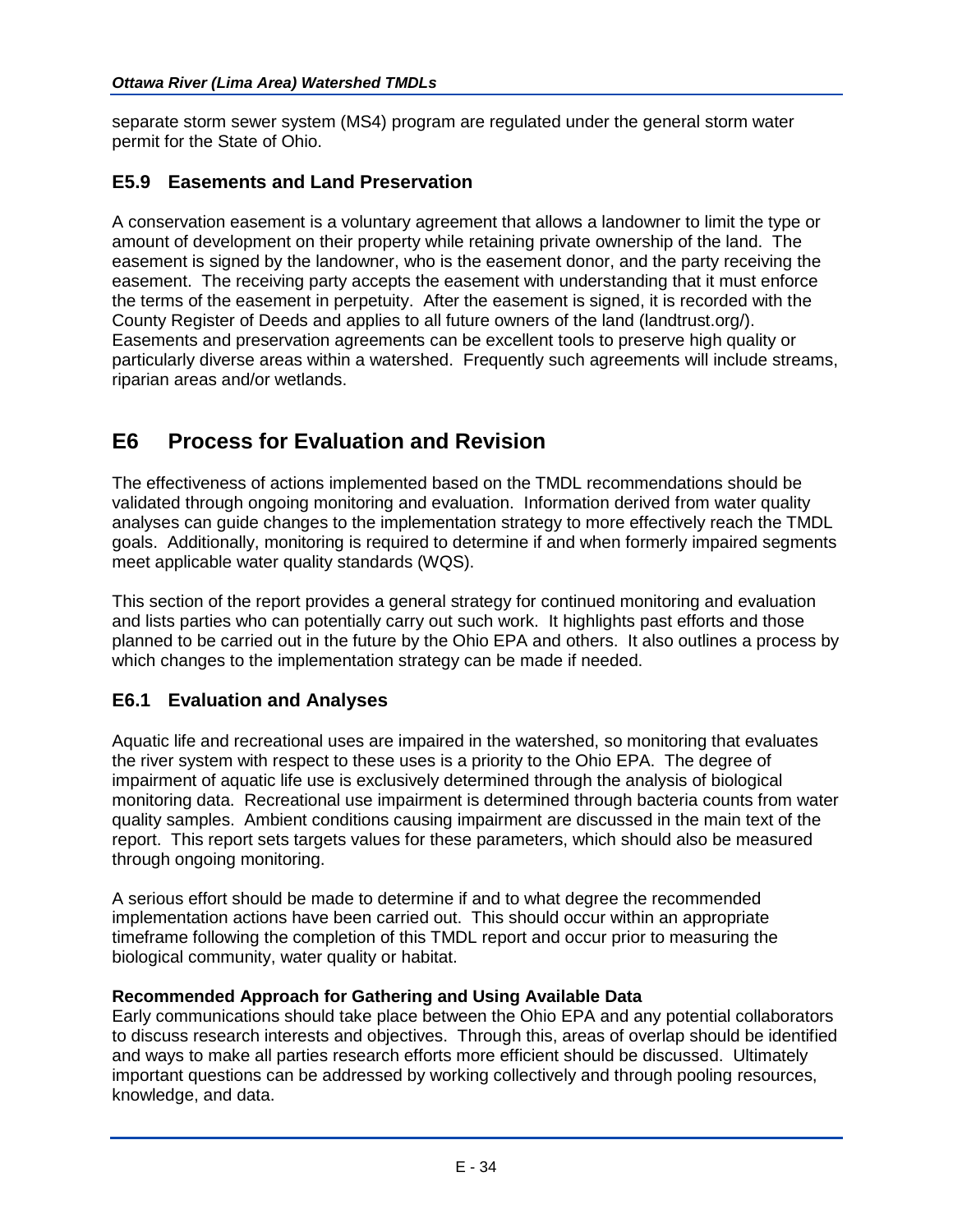separate storm sewer system (MS4) program are regulated under the general storm water permit for the State of Ohio.

### E5.9 Easements and Land Preservation

A conservation easement is a voluntary agreement that allows a landowner to limit the type or amount of development on their property while retaining private ownership of the land. The easement is signed by the landowner, who is the easement donor, and the party receiving the easement. The receiving party accepts the easement with understanding that it must enforce the terms of the easement in perpetuity. After the easement is signed, it is recorded with the County Register of Deeds and applies to all future owners of the land (landtrust.org/). Easements and preservation agreements can be excellent tools to preserve high quality or particularly diverse areas within a watershed. Frequently such agreements will include streams, riparian areas and/or wetlands.

## E6 Process for Evaluation and Revision

The effectiveness of actions implemented based on the TMDL recommendations should be validated through ongoing monitoring and evaluation. Information derived from water quality analyses can guide changes to the implementation strategy to more effectively reach the TMDL goals. Additionally, monitoring is required to determine if and when formerly impaired segments meet applicable water quality standards (WQS).

This section of the report provides a general strategy for continued monitoring and evaluation and lists parties who can potentially carry out such work. It highlights past efforts and those planned to be carried out in the future by the Ohio EPA and others. It also outlines a process by which changes to the implementation strategy can be made if needed.

### E6.1 Evaluation and Analyses

Aquatic life and recreational uses are impaired in the watershed, so monitoring that evaluates the river system with respect to these uses is a priority to the Ohio EPA. The degree of impairment of aquatic life use is exclusively determined through the analysis of biological monitoring data. Recreational use impairment is determined through bacteria counts from water quality samples. Ambient conditions causing impairment are discussed in the main text of the report. This report sets targets values for these parameters, which should also be measured through ongoing monitoring.

A serious effort should be made to determine if and to what degree the recommended implementation actions have been carried out. This should occur within an appropriate timeframe following the completion of this TMDL report and occur prior to measuring the biological community, water quality or habitat.

**Recommended Approach for Gathering and Using Available Data**
Early communications should take place between the Ohio EPA and any potential collaborators to discuss research interests and objectives. Through this, areas of overlap should be identified and ways to make all parties research efforts more efficient should be discussed. Ultimately important questions can be addressed by working collectively and through pooling resources, knowledge, and data.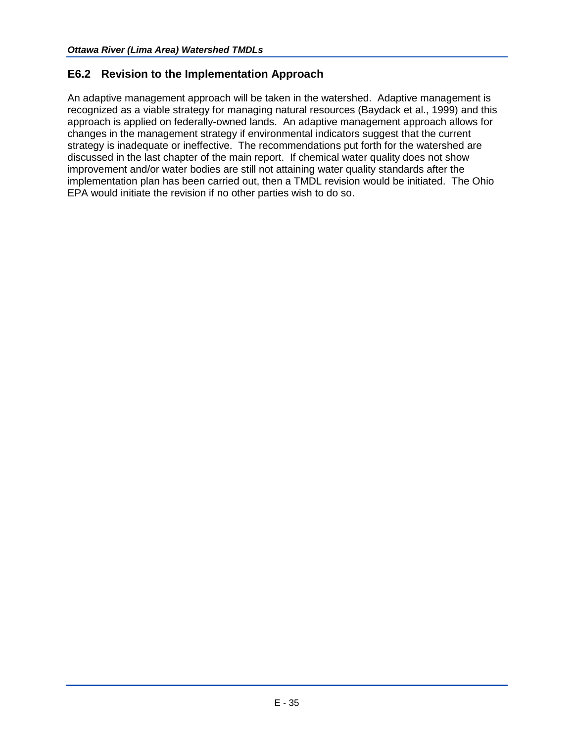## E6.2 Revision to the Implementation Approach

An adaptive management approach will be taken in the watershed. Adaptive management is recognized as a viable strategy for managing natural resources (Baydack et al., 1999) and this approach is applied on federally-owned lands. An adaptive management approach allows for changes in the management strategy if environmental indicators suggest that the current strategy is inadequate or ineffective. The recommendations put forth for the watershed are discussed in the last chapter of the main report. If chemical water quality does not show improvement and/or water bodies are still not attaining water quality standards after the implementation plan has been carried out, then a TMDL revision would be initiated. The Ohio EPA would initiate the revision if no other parties wish to do so.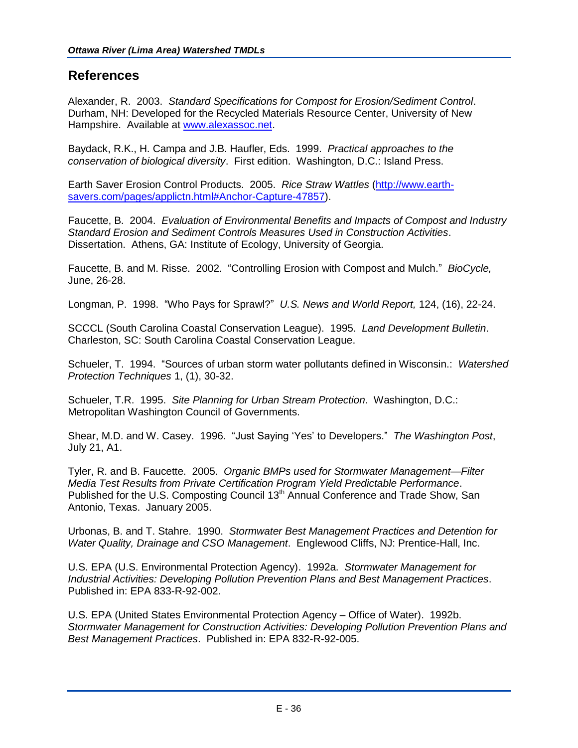## References

Alexander, R. 2003. *Standard Specifications for Compost for Erosion/Sediment Control*. Durham, NH: Developed for the Recycled Materials Resource Center, University of New Hampshire. Available at [www.alexassoc.net](www.alexassoc.net).

Baydack, R.K., H. Campa and J.B. Haufler, Eds. 1999. *Practical approaches to the conservation of biological diversity*. First edition. Washington, D.C.: Island Press.

Earth Saver Erosion Control Products. 2005. *Rice Straw Wattles* ([http://www.earth-savers.com/pages/applictn.html#Anchor-Capture-47857](http://www.earth-savers.com/pages/applictn.html#Anchor-Capture-47857)).

Faucette, B. 2004. *Evaluation of Environmental Benefits and Impacts of Compost and Industry Standard Erosion and Sediment Controls Measures Used in Construction Activities*. Dissertation. Athens, GA: Institute of Ecology, University of Georgia.

Faucette, B. and M. Risse. 2002. "Controlling Erosion with Compost and Mulch." *BioCycle,* June, 26-28.

Longman, P. 1998. "Who Pays for Sprawl?" *U.S. News and World Report,* 124, (16), 22-24.

SCCCL (South Carolina Coastal Conservation League). 1995. *Land Development Bulletin*. Charleston, SC: South Carolina Coastal Conservation League.

Schueler, T. 1994. "Sources of urban storm water pollutants defined in Wisconsin.: *Watershed Protection Techniques* 1, (1), 30-32.

Schueler, T.R. 1995. *Site Planning for Urban Stream Protection*. Washington, D.C.: Metropolitan Washington Council of Governments.

Shear, M.D. and W. Casey. 1996. "Just Saying 'Yes' to Developers." *The Washington Post*, July 21, A1.

Tyler, R. and B. Faucette. 2005. *Organic BMPs used for Stormwater Management—Filter Media Test Results from Private Certification Program Yield Predictable Performance*. Published for the U.S. Composting Council 13th Annual Conference and Trade Show, San Antonio, Texas. January 2005.

Urbonas, B. and T. Stahre. 1990. *Stormwater Best Management Practices and Detention for Water Quality, Drainage and CSO Management*. Englewood Cliffs, NJ: Prentice-Hall, Inc.

U.S. EPA (U.S. Environmental Protection Agency). 1992a. *Stormwater Management for Industrial Activities: Developing Pollution Prevention Plans and Best Management Practices*. Published in: EPA 833-R-92-002.

U.S. EPA (United States Environmental Protection Agency – Office of Water). 1992b. *Stormwater Management for Construction Activities: Developing Pollution Prevention Plans and Best Management Practices*. Published in: EPA 832-R-92-005.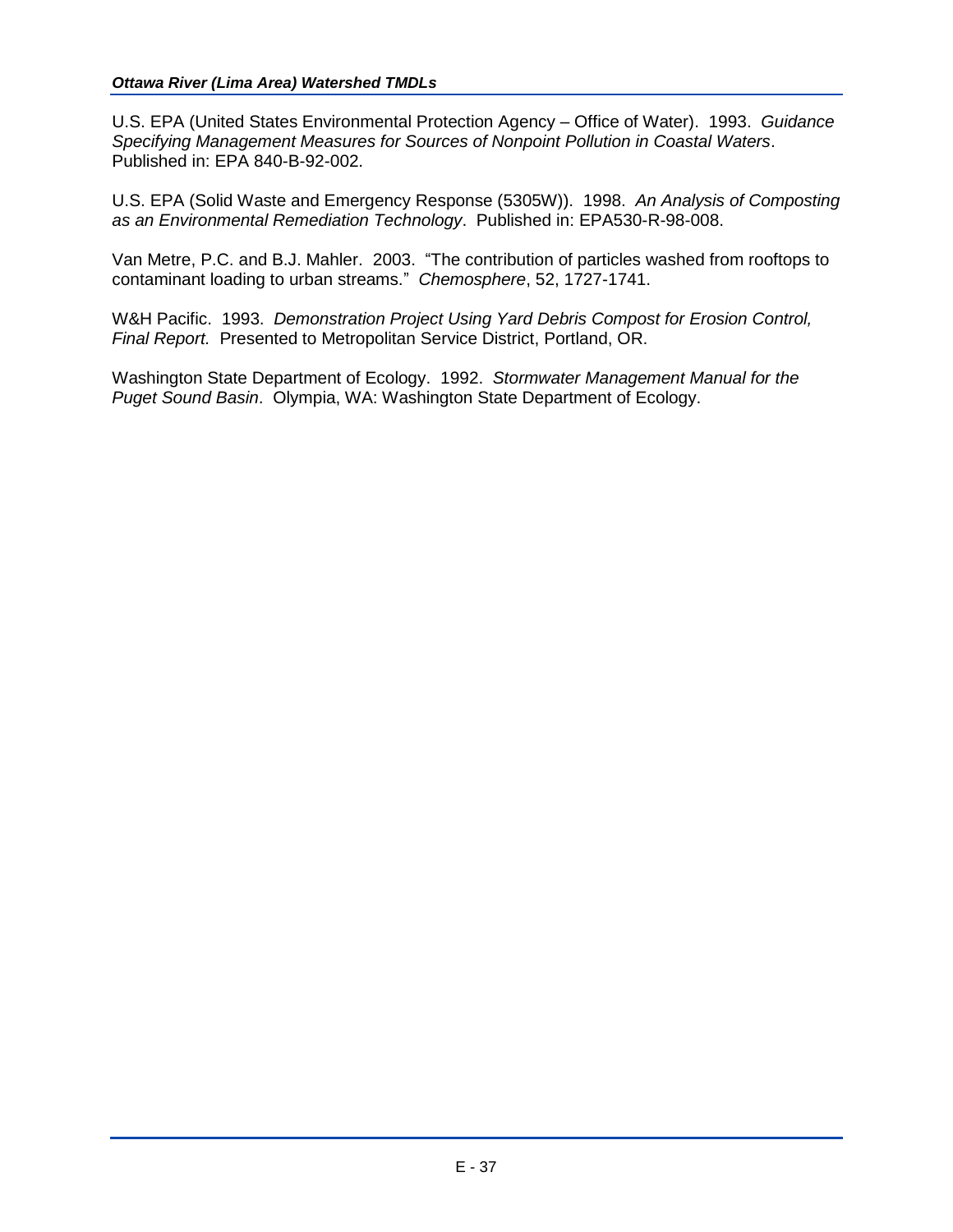U.S. EPA (United States Environmental Protection Agency – Office of Water). 1993. *Guidance Specifying Management Measures for Sources of Nonpoint Pollution in Coastal Waters*. Published in: EPA 840-B-92-002.

U.S. EPA (Solid Waste and Emergency Response (5305W)). 1998. *An Analysis of Composting as an Environmental Remediation Technology*. Published in: EPA530-R-98-008.

Van Metre, P.C. and B.J. Mahler. 2003. "The contribution of particles washed from rooftops to contaminant loading to urban streams." *Chemosphere*, 52, 1727-1741.

W&H Pacific. 1993. *Demonstration Project Using Yard Debris Compost for Erosion Control, Final Report.* Presented to Metropolitan Service District, Portland, OR.

Washington State Department of Ecology. 1992. *Stormwater Management Manual for the Puget Sound Basin*. Olympia, WA: Washington State Department of Ecology.